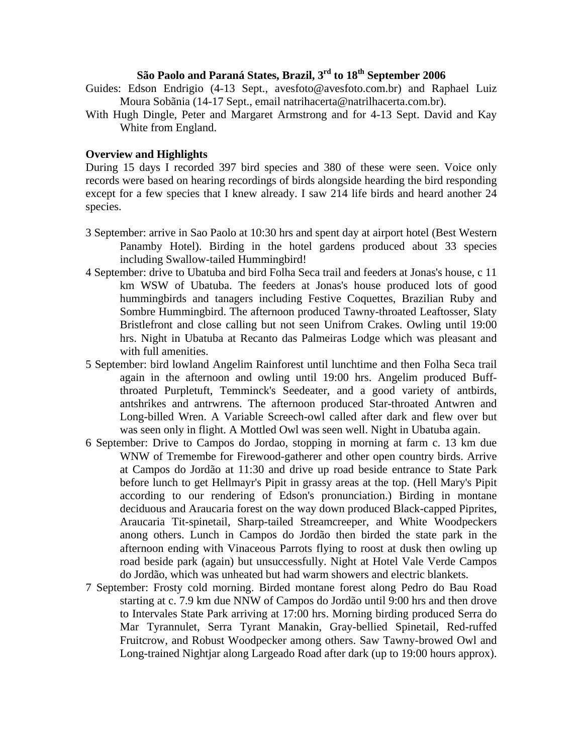**São Paolo and Paraná States, Brazil, 3rd to 18th September 2006**

Guides: Edson Endrigio (4-13 Sept., avesfoto@avesfoto.com.br) and Raphael Luiz Moura Sobãnia (14-17 Sept., email natrihacerta@natrilhacerta.com.br).

With Hugh Dingle, Peter and Margaret Armstrong and for 4-13 Sept. David and Kay White from England.

**Overview and Highlights**

During 15 days I recorded 397 bird species and 380 of these were seen. Voice only records were based on hearing recordings of birds alongside hearding the bird responding except for a few species that I knew already. I saw 214 life birds and heard another 24 species.

3 September: arrive in Sao Paolo at 10:30 hrs and spent day at airport hotel (Best Western Panamby Hotel). Birding in the hotel gardens produced about 33 species including Swallow-tailed Hummingbird!

4 September: drive to Ubatuba and bird Folha Seca trail and feeders at Jonas's house, c 11 km WSW of Ubatuba. The feeders at Jonas's house produced lots of good hummingbirds and tanagers including Festive Coquettes, Brazilian Ruby and Sombre Hummingbird. The afternoon produced Tawny-throated Leaftosser, Slaty Bristlefront and close calling but not seen Unifrom Crakes. Owling until 19:00 hrs. Night in Ubatuba at Recanto das Palmeiras Lodge which was pleasant and with full amenities.

5 September: bird lowland Angelim Rainforest until lunchtime and then Folha Seca trail again in the afternoon and owling until 19:00 hrs. Angelim produced Buff-throated Purpletuft, Temminck's Seedeater, and a good variety of antbirds, antshrikes and antrwrens. The afternoon produced Star-throated Antwren and Long-billed Wren. A Variable Screech-owl called after dark and flew over but was seen only in flight. A Mottled Owl was seen well. Night in Ubatuba again.

6 September: Drive to Campos do Jordao, stopping in morning at farm c. 13 km due WNW of Tremembe for Firewood-gatherer and other open country birds. Arrive at Campos do Jordão at 11:30 and drive up road beside entrance to State Park before lunch to get Hellmayr's Pipit in grassy areas at the top. (Hell Mary's Pipit according to our rendering of Edson's pronunciation.) Birding in montane deciduous and Araucaria forest on the way down produced Black-capped Piprites, Araucaria Tit-spinetail, Sharp-tailed Streamcreeper, and White Woodpeckers anong others. Lunch in Campos do Jordão then birded the state park in the afternoon ending with Vinaceous Parrots flying to roost at dusk then owling up road beside park (again) but unsuccessfully. Night at Hotel Vale Verde Campos do Jordão, which was unheated but had warm showers and electric blankets.

7 September: Frosty cold morning. Birded montane forest along Pedro do Bau Road starting at c. 7.9 km due NNW of Campos do Jordão until 9:00 hrs and then drove to Intervales State Park arriving at 17:00 hrs. Morning birding produced Serra do Mar Tyrannulet, Serra Tyrant Manakin, Gray-bellied Spinetail, Red-ruffed Fruitcrow, and Robust Woodpecker among others. Saw Tawny-browed Owl and Long-trained Nightjar along Largeado Road after dark (up to 19:00 hours approx).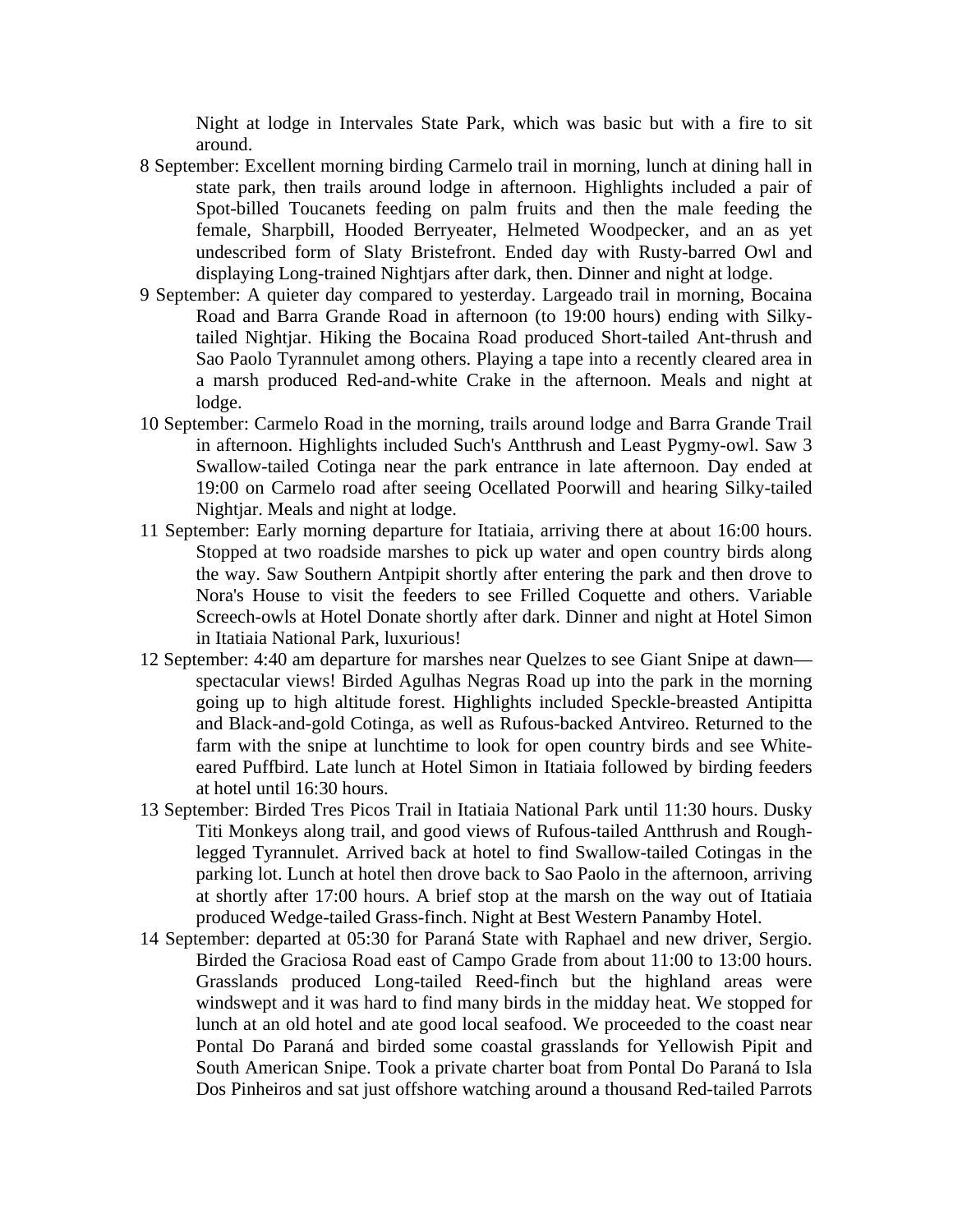Night at lodge in Intervales State Park, which was basic but with a fire to sit around.

8 September: Excellent morning birding Carmelo trail in morning, lunch at dining hall in state park, then trails around lodge in afternoon. Highlights included a pair of Spot-billed Toucanets feeding on palm fruits and then the male feeding the female, Sharpbill, Hooded Berryeater, Helmeted Woodpecker, and an as yet undescribed form of Slaty Bristefront. Ended day with Rusty-barred Owl and displaying Long-trained Nightjars after dark, then. Dinner and night at lodge.

9 September: A quieter day compared to yesterday. Largeado trail in morning, Bocaina Road and Barra Grande Road in afternoon (to 19:00 hours) ending with Silky-tailed Nightjar. Hiking the Bocaina Road produced Short-tailed Ant-thrush and Sao Paolo Tyrannulet among others. Playing a tape into a recently cleared area in a marsh produced Red-and-white Crake in the afternoon. Meals and night at lodge.

10 September: Carmelo Road in the morning, trails around lodge and Barra Grande Trail in afternoon. Highlights included Such's Antthrush and Least Pygmy-owl. Saw 3 Swallow-tailed Cotinga near the park entrance in late afternoon. Day ended at 19:00 on Carmelo road after seeing Ocellated Poorwill and hearing Silky-tailed Nightjar. Meals and night at lodge.

11 September: Early morning departure for Itatiaia, arriving there at about 16:00 hours. Stopped at two roadside marshes to pick up water and open country birds along the way. Saw Southern Antpipit shortly after entering the park and then drove to Nora's House to visit the feeders to see Frilled Coquette and others. Variable Screech-owls at Hotel Donate shortly after dark. Dinner and night at Hotel Simon in Itatiaia National Park, luxurious!

12 September: 4:40 am departure for marshes near Quelzes to see Giant Snipe at dawn—spectacular views! Birded Agulhas Negras Road up into the park in the morning going up to high altitude forest. Highlights included Speckle-breasted Antipitta and Black-and-gold Cotinga, as well as Rufous-backed Antvireo. Returned to the farm with the snipe at lunchtime to look for open country birds and see White-eared Puffbird. Late lunch at Hotel Simon in Itatiaia followed by birding feeders at hotel until 16:30 hours.

13 September: Birded Tres Picos Trail in Itatiaia National Park until 11:30 hours. Dusky Titi Monkeys along trail, and good views of Rufous-tailed Antthrush and Rough-legged Tyrannulet. Arrived back at hotel to find Swallow-tailed Cotingas in the parking lot. Lunch at hotel then drove back to Sao Paolo in the afternoon, arriving at shortly after 17:00 hours. A brief stop at the marsh on the way out of Itatiaia produced Wedge-tailed Grass-finch. Night at Best Western Panamby Hotel.

14 September: departed at 05:30 for Paraná State with Raphael and new driver, Sergio. Birded the Graciosa Road east of Campo Grade from about 11:00 to 13:00 hours. Grasslands produced Long-tailed Reed-finch but the highland areas were windswept and it was hard to find many birds in the midday heat. We stopped for lunch at an old hotel and ate good local seafood. We proceeded to the coast near Pontal Do Paraná and birded some coastal grasslands for Yellowish Pipit and South American Snipe. Took a private charter boat from Pontal Do Paraná to Isla Dos Pinheiros and sat just offshore watching around a thousand Red-tailed Parrots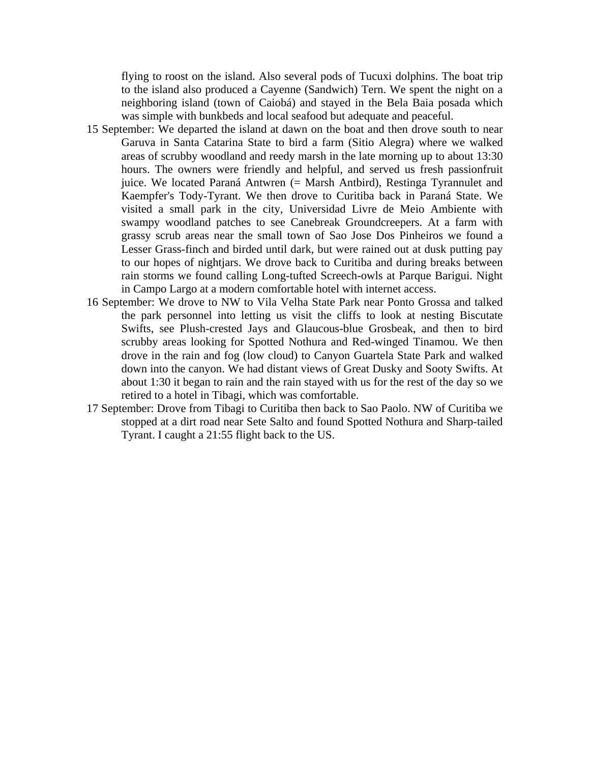flying to roost on the island. Also several pods of Tucuxi dolphins. The boat trip to the island also produced a Cayenne (Sandwich) Tern. We spent the night on a neighboring island (town of Caiobá) and stayed in the Bela Baia posada which was simple with bunkbeds and local seafood but adequate and peaceful.

15 September: We departed the island at dawn on the boat and then drove south to near Garuva in Santa Catarina State to bird a farm (Sitio Alegra) where we walked areas of scrubby woodland and reedy marsh in the late morning up to about 13:30 hours. The owners were friendly and helpful, and served us fresh passionfruit juice. We located Paraná Antwren (= Marsh Antbird), Restinga Tyrannulet and Kaempfer's Tody-Tyrant. We then drove to Curitiba back in Paraná State. We visited a small park in the city, Universidad Livre de Meio Ambiente with swampy woodland patches to see Canebreak Groundcreepers. At a farm with grassy scrub areas near the small town of Sao Jose Dos Pinheiros we found a Lesser Grass-finch and birded until dark, but were rained out at dusk putting pay to our hopes of nightjars. We drove back to Curitiba and during breaks between rain storms we found calling Long-tufted Screech-owls at Parque Barigui. Night in Campo Largo at a modern comfortable hotel with internet access.

16 September: We drove to NW to Vila Velha State Park near Ponto Grossa and talked the park personnel into letting us visit the cliffs to look at nesting Biscutate Swifts, see Plush-crested Jays and Glaucous-blue Grosbeak, and then to bird scrubby areas looking for Spotted Nothura and Red-winged Tinamou. We then drove in the rain and fog (low cloud) to Canyon Guartela State Park and walked down into the canyon. We had distant views of Great Dusky and Sooty Swifts. At about 1:30 it began to rain and the rain stayed with us for the rest of the day so we retired to a hotel in Tibagi, which was comfortable.

17 September: Drove from Tibagi to Curitiba then back to Sao Paolo. NW of Curitiba we stopped at a dirt road near Sete Salto and found Spotted Nothura and Sharp-tailed Tyrant. I caught a 21:55 flight back to the US.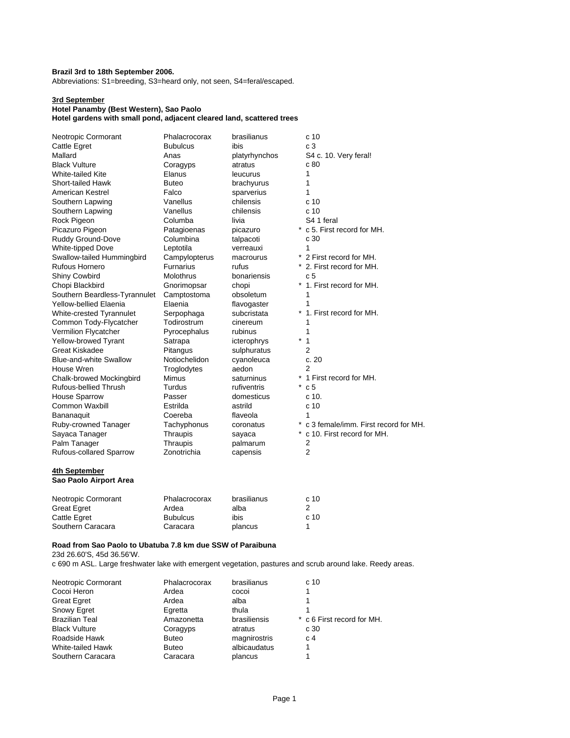**Brazil 3rd to 18th September 2006.**
Abbreviations: S1=breeding, S3=heard only, not seen, S4=feral/escaped.

**<u>3rd September</u>**
**Hotel Panamby (Best Western), Sao Paolo**
**Hotel gardens with small pond, adjacent cleared land, scattered trees**

| | | | |
|---|---|---|---|
| Neotropic Cormorant | Phalacrocorax | brasilianus | c 10 |
| Cattle Egret | Bubulcus | ibis | c 3 |
| Mallard | Anas | platyrhynchos | S4 c. 10. Very feral! |
| Black Vulture | Coragyps | atratus | c 80 |
| White-tailed Kite | Elanus | leucurus | 1 |
| Short-tailed Hawk | Buteo | brachyurus | 1 |
| American Kestrel | Falco | sparverius | 1 |
| Southern Lapwing | Vanellus | chilensis | c 10 |
| Southern Lapwing | Vanellus | chilensis | c 10 |
| Rock Pigeon | Columba | livia | S4 1 feral |
| Picazuro Pigeon | Patagioenas | picazuro | * c 5. First record for MH. |
| Ruddy Ground-Dove | Columbina | talpacoti | c 30 |
| White-tipped Dove | Leptotila | verreauxi | 1 |
| Swallow-tailed Hummingbird | Campylopterus | macrourus | * 2 First record for MH. |
| Rufous Hornero | Furnarius | rufus | * 2. First record for MH. |
| Shiny Cowbird | Molothrus | bonariensis | c 5 |
| Chopi Blackbird | Gnorimopsar | chopi | * 1. First record for MH. |
| Southern Beardless-Tyrannulet | Camptostoma | obsoletum | 1 |
| Yellow-bellied Elaenia | Elaenia | flavogaster | 1 |
| White-crested Tyrannulet | Serpophaga | subcristata | * 1. First record for MH. |
| Common Tody-Flycatcher | Todirostrum | cinereum | 1 |
| Vermilion Flycatcher | Pyrocephalus | rubinus | 1 |
| Yellow-browed Tyrant | Satrapa | icterophrys | * 1 |
| Great Kiskadee | Pitangus | sulphuratus | 2 |
| Blue-and-white Swallow | Notiochelidon | cyanoleuca | c. 20 |
| House Wren | Troglodytes | aedon | 2 |
| Chalk-browed Mockingbird | Mimus | saturninus | * 1 First record for MH. |
| Rufous-bellied Thrush | Turdus | rufiventris | * c 5 |
| House Sparrow | Passer | domesticus | c 10. |
| Common Waxbill | Estrilda | astrild | c 10 |
| Bananaquit | Coereba | flaveola | 1 |
| Ruby-crowned Tanager | Tachyphonus | coronatus | * c 3 female/imm. First record for MH. |
| Sayaca Tanager | Thraupis | sayaca | * c 10. First record for MH. |
| Palm Tanager | Thraupis | palmarum | 2 |
| Rufous-collared Sparrow | Zonotrichia | capensis | 2 |

**<u>4th September</u>**
**Sao Paolo Airport Area**

| | | | |
|---|---|---|---|
| Neotropic Cormorant | Phalacrocorax | brasilianus | c 10 |
| Great Egret | Ardea | alba | 2 |
| Cattle Egret | Bubulcus | ibis | c 10 |
| Southern Caracara | Caracara | plancus | 1 |

**Road from Sao Paolo to Ubatuba 7.8 km due SSW of Paraibuna**
23d 26.60'S, 45d 36.56'W.
c 690 m ASL. Large freshwater lake with emergent vegetation, pastures and scrub around lake. Reedy areas.

| | | | |
|---|---|---|---|
| Neotropic Cormorant | Phalacrocorax | brasilianus | c 10 |
| Cocoi Heron | Ardea | cocoi | 1 |
| Great Egret | Ardea | alba | 1 |
| Snowy Egret | Egretta | thula | 1 |
| Brazilian Teal | Amazonetta | brasiliensis | * c 6 First record for MH. |
| Black Vulture | Coragyps | atratus | c 30 |
| Roadside Hawk | Buteo | magnirostris | c 4 |
| White-tailed Hawk | Buteo | albicaudatus | 1 |
| Southern Caracara | Caracara | plancus | 1 |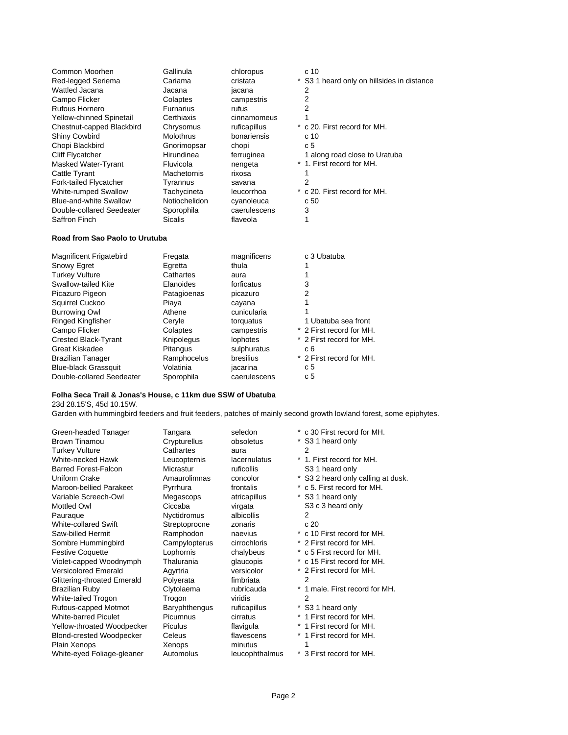| | | | | |
|---|---|---|---|---|
| Common Moorhen | Gallinula | chloropus | | c 10 |
| Red-legged Seriema | Cariama | cristata | * | S3 1 heard only on hillsides in distance |
| Wattled Jacana | Jacana | jacana | | 2 |
| Campo Flicker | Colaptes | campestris | | 2 |
| Rufous Hornero | Furnarius | rufus | | 2 |
| Yellow-chinned Spinetail | Certhiaxis | cinnamomeus | | 1 |
| Chestnut-capped Blackbird | Chrysomus | ruficapillus | * | c 20. First record for MH. |
| Shiny Cowbird | Molothrus | bonariensis | | c 10 |
| Chopi Blackbird | Gnorimopsar | chopi | | c 5 |
| Cliff Flycatcher | Hirundinea | ferruginea | | 1 along road close to Uratuba |
| Masked Water-Tyrant | Fluvicola | nengeta | * | 1. First record for MH. |
| Cattle Tyrant | Machetornis | rixosa | | 1 |
| Fork-tailed Flycatcher | Tyrannus | savana | | 2 |
| White-rumped Swallow | Tachycineta | leucorrhoa | * | c 20. First record for MH. |
| Blue-and-white Swallow | Notiochelidon | cyanoleuca | | c 50 |
| Double-collared Seedeater | Sporophila | caerulescens | | 3 |
| Saffron Finch | Sicalis | flaveola | | 1 |

**Road from Sao Paolo to Urutuba**

| | | | | |
|---|---|---|---|---|
| Magnificent Frigatebird | Fregata | magnificens | | c 3 Ubatuba |
| Snowy Egret | Egretta | thula | | 1 |
| Turkey Vulture | Cathartes | aura | | 1 |
| Swallow-tailed Kite | Elanoides | forficatus | | 3 |
| Picazuro Pigeon | Patagioenas | picazuro | | 2 |
| Squirrel Cuckoo | Piaya | cayana | | 1 |
| Burrowing Owl | Athene | cunicularia | | 1 |
| Ringed Kingfisher | Ceryle | torquatus | | 1 Ubatuba sea front |
| Campo Flicker | Colaptes | campestris | * | 2 First record for MH. |
| Crested Black-Tyrant | Knipolegus | lophotes | * | 2 First record for MH. |
| Great Kiskadee | Pitangus | sulphuratus | | c 6 |
| Brazilian Tanager | Ramphocelus | bresilius | * | 2 First record for MH. |
| Blue-black Grassquit | Volatinia | jacarina | | c 5 |
| Double-collared Seedeater | Sporophila | caerulescens | | c 5 |

**Folha Seca Trail & Jonas's House, c 11km due SSW of Ubatuba**

23d 28.15'S, 45d 10.15W.

Garden with hummingbird feeders and fruit feeders, patches of mainly second growth lowland forest, some epiphytes.

| | | | | |
|---|---|---|---|---|
| Green-headed Tanager | Tangara | seledon | * | c 30 First record for MH. |
| Brown Tinamou | Crypturellus | obsoletus | * | S3 1 heard only |
| Turkey Vulture | Cathartes | aura | | 2 |
| White-necked Hawk | Leucopternis | lacernulatus | * | 1. First record for MH. |
| Barred Forest-Falcon | Micrastur | ruficollis | | S3 1 heard only |
| Uniform Crake | Amaurolimnas | concolor | * | S3 2 heard only calling at dusk. |
| Maroon-bellied Parakeet | Pyrrhura | frontalis | * | c 5. First record for MH. |
| Variable Screech-Owl | Megascops | atricapillus | * | S3 1 heard only |
| Mottled Owl | Ciccaba | virgata | | S3 c 3 heard only |
| Pauraque | Nyctidromus | albicollis | | 2 |
| White-collared Swift | Streptoprocne | zonaris | | c 20 |
| Saw-billed Hermit | Ramphodon | naevius | * | c 10 First record for MH. |
| Sombre Hummingbird | Campylopterus | cirrochloris | * | 2 First record for MH. |
| Festive Coquette | Lophornis | chalybeus | * | c 5 First record for MH. |
| Violet-capped Woodnymph | Thalurania | glaucopis | * | c 15 First record for MH. |
| Versicolored Emerald | Agyrtria | versicolor | * | 2 First record for MH. |
| Glittering-throated Emerald | Polyerata | fimbriata | | 2 |
| Brazilian Ruby | Clytolaema | rubricauda | * | 1 male. First record for MH. |
| White-tailed Trogon | Trogon | viridis | | 2 |
| Rufous-capped Motmot | Baryphthengus | ruficapillus | * | S3 1 heard only |
| White-barred Piculet | Picumnus | cirratus | * | 1 First record for MH. |
| Yellow-throated Woodpecker | Piculus | flavigula | * | 1 First record for MH. |
| Blond-crested Woodpecker | Celeus | flavescens | * | 1 First record for MH. |
| Plain Xenops | Xenops | minutus | | 1 |
| White-eyed Foliage-gleaner | Automolus | leucophthalmus | * | 3 First record for MH. |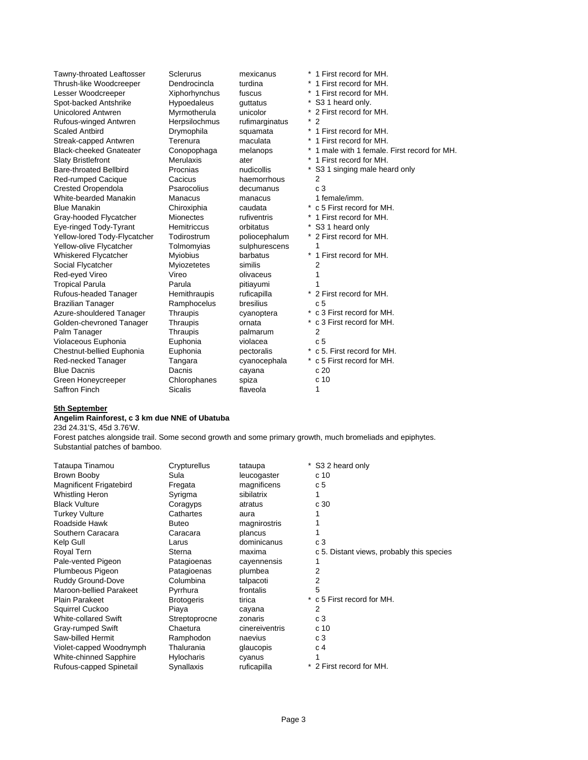| | | | |
|---|---|---|---|
| Tawny-throated Leaftosser | Sclerurus | mexicanus | * 1 First record for MH. |
| Thrush-like Woodcreeper | Dendrocincla | turdina | * 1 First record for MH. |
| Lesser Woodcreeper | Xiphorhynchus | fuscus | * 1 First record for MH. |
| Spot-backed Antshrike | Hypoedaleus | guttatus | * S3 1 heard only. |
| Unicolored Antwren | Myrmotherula | unicolor | * 2 First record for MH. |
| Rufous-winged Antwren | Herpsilochmus | rufimarginatus | * 2 |
| Scaled Antbird | Drymophila | squamata | * 1 First record for MH. |
| Streak-capped Antwren | Terenura | maculata | * 1 First record for MH. |
| Black-cheeked Gnateater | Conopophaga | melanops | * 1 male with 1 female. First record for MH. |
| Slaty Bristlefront | Merulaxis | ater | * 1 First record for MH. |
| Bare-throated Bellbird | Procnias | nudicollis | * S3 1 singing male heard only |
| Red-rumped Cacique | Cacicus | haemorrhous | 2 |
| Crested Oropendola | Psarocolius | decumanus | c 3 |
| White-bearded Manakin | Manacus | manacus | 1 female/imm. |
| Blue Manakin | Chiroxiphia | caudata | * c 5 First record for MH. |
| Gray-hooded Flycatcher | Mionectes | rufiventris | * 1 First record for MH. |
| Eye-ringed Tody-Tyrant | Hemitriccus | orbitatus | * S3 1 heard only |
| Yellow-lored Tody-Flycatcher | Todirostrum | poliocephalum | * 2 First record for MH. |
| Yellow-olive Flycatcher | Tolmomyias | sulphurescens | 1 |
| Whiskered Flycatcher | Myiobius | barbatus | * 1 First record for MH. |
| Social Flycatcher | Myiozetetes | similis | 2 |
| Red-eyed Vireo | Vireo | olivaceus | 1 |
| Tropical Parula | Parula | pitiayumi | 1 |
| Rufous-headed Tanager | Hemithraupis | ruficapilla | * 2 First record for MH. |
| Brazilian Tanager | Ramphocelus | bresilius | c 5 |
| Azure-shouldered Tanager | Thraupis | cyanoptera | * c 3 First record for MH. |
| Golden-chevroned Tanager | Thraupis | ornata | * c 3 First record for MH. |
| Palm Tanager | Thraupis | palmarum | 2 |
| Violaceous Euphonia | Euphonia | violacea | c 5 |
| Chestnut-bellied Euphonia | Euphonia | pectoralis | * c 5. First record for MH. |
| Red-necked Tanager | Tangara | cyanocephala | * c 5 First record for MH. |
| Blue Dacnis | Dacnis | cayana | c 20 |
| Green Honeycreeper | Chlorophanes | spiza | c 10 |
| Saffron Finch | Sicalis | flaveola | 1 |

**<u>5th September</u>**

**Angelim Rainforest, c 3 km due NNE of Ubatuba**

23d 24.31'S, 45d 3.76'W.

Forest patches alongside trail. Some second growth and some primary growth, much bromeliads and epiphytes.
Substantial patches of bamboo.

| | | | |
|---|---|---|---|
| Tataupa Tinamou | Crypturellus | tataupa | * S3 2 heard only |
| Brown Booby | Sula | leucogaster | c 10 |
| Magnificent Frigatebird | Fregata | magnificens | c 5 |
| Whistling Heron | Syrigma | sibilatrix | 1 |
| Black Vulture | Coragyps | atratus | c 30 |
| Turkey Vulture | Cathartes | aura | 1 |
| Roadside Hawk | Buteo | magnirostris | 1 |
| Southern Caracara | Caracara | plancus | 1 |
| Kelp Gull | Larus | dominicanus | c 3 |
| Royal Tern | Sterna | maxima | c 5. Distant views, probably this species |
| Pale-vented Pigeon | Patagioenas | cayennensis | 1 |
| Plumbeous Pigeon | Patagioenas | plumbea | 2 |
| Ruddy Ground-Dove | Columbina | talpacoti | 2 |
| Maroon-bellied Parakeet | Pyrrhura | frontalis | 5 |
| Plain Parakeet | Brotogeris | tirica | * c 5 First record for MH. |
| Squirrel Cuckoo | Piaya | cayana | 2 |
| White-collared Swift | Streptoprocne | zonaris | c 3 |
| Gray-rumped Swift | Chaetura | cinereiventris | c 10 |
| Saw-billed Hermit | Ramphodon | naevius | c 3 |
| Violet-capped Woodnymph | Thalurania | glaucopis | c 4 |
| White-chinned Sapphire | Hylocharis | cyanus | 1 |
| Rufous-capped Spinetail | Synallaxis | ruficapilla | * 2 First record for MH. |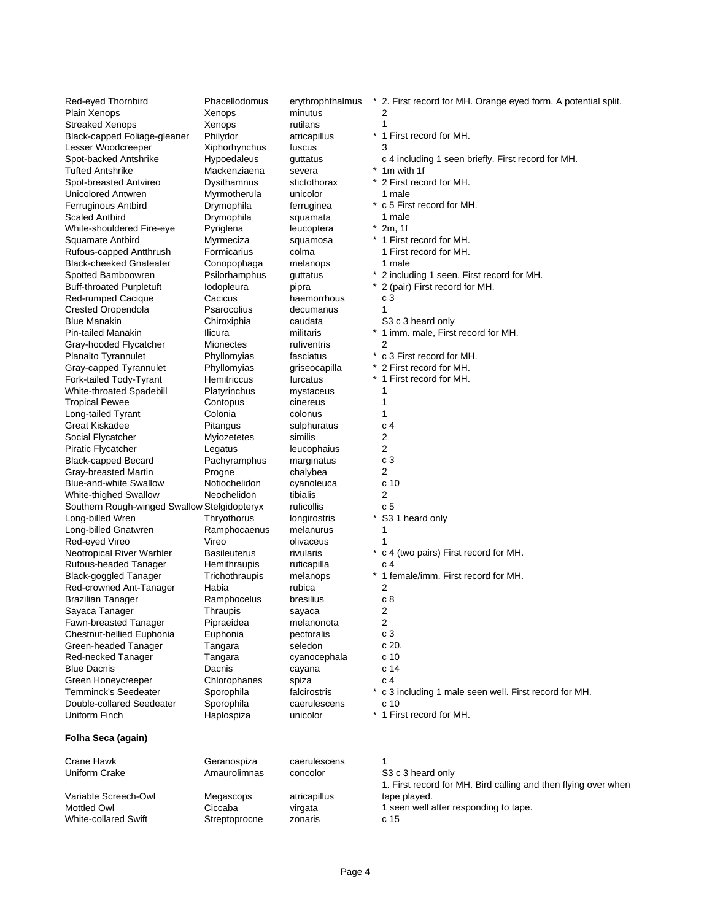| | | | | |
|---|---|---|---|---|
| Red-eyed Thornbird | Phacellodomus | erythrophthalmus | * | 2. First record for MH. Orange eyed form. A potential split. |
| Plain Xenops | Xenops | minutus | | 2 |
| Streaked Xenops | Xenops | rutilans | | 1 |
| Black-capped Foliage-gleaner | Philydor | atricapillus | * | 1 First record for MH. |
| Lesser Woodcreeper | Xiphorhynchus | fuscus | | 3 |
| Spot-backed Antshrike | Hypoedaleus | guttatus | | c 4 including 1 seen briefly. First record for MH. |
| Tufted Antshrike | Mackenziaena | severa | * | 1m with 1f |
| Spot-breasted Antvireo | Dysithamnus | stictothorax | * | 2 First record for MH. |
| Unicolored Antwren | Myrmotherula | unicolor | | 1 male |
| Ferruginous Antbird | Drymophila | ferruginea | * | c 5 First record for MH. |
| Scaled Antbird | Drymophila | squamata | | 1 male |
| White-shouldered Fire-eye | Pyriglena | leucoptera | * | 2m, 1f |
| Squamate Antbird | Myrmeciza | squamosa | * | 1 First record for MH. |
| Rufous-capped Antthrush | Formicarius | colma | | 1 First record for MH. |
| Black-cheeked Gnateater | Conopophaga | melanops | | 1 male |
| Spotted Bamboowren | Psilorhamphus | guttatus | * | 2 including 1 seen. First record for MH. |
| Buff-throated Purpletuft | Iodopleura | pipra | * | 2 (pair) First record for MH. |
| Red-rumped Cacique | Cacicus | haemorrhous | | c 3 |
| Crested Oropendola | Psarocolius | decumanus | | 1 |
| Blue Manakin | Chiroxiphia | caudata | | S3 c 3 heard only |
| Pin-tailed Manakin | Ilicura | militaris | * | 1 imm. male, First record for MH. |
| Gray-hooded Flycatcher | Mionectes | rufiventris | | 2 |
| Planalto Tyrannulet | Phyllomyias | fasciatus | * | c 3 First record for MH. |
| Gray-capped Tyrannulet | Phyllomyias | griseocapilla | * | 2 First record for MH. |
| Fork-tailed Tody-Tyrant | Hemitriccus | furcatus | * | 1 First record for MH. |
| White-throated Spadebill | Platyrinchus | mystaceus | | 1 |
| Tropical Pewee | Contopus | cinereus | | 1 |
| Long-tailed Tyrant | Colonia | colonus | | 1 |
| Great Kiskadee | Pitangus | sulphuratus | | c 4 |
| Social Flycatcher | Myiozetetes | similis | | 2 |
| Piratic Flycatcher | Legatus | leucophaius | | 2 |
| Black-capped Becard | Pachyramphus | marginatus | | c 3 |
| Gray-breasted Martin | Progne | chalybea | | 2 |
| Blue-and-white Swallow | Notiochelidon | cyanoleuca | | c 10 |
| White-thighed Swallow | Neochelidon | tibialis | | 2 |
| Southern Rough-winged Swallow | Stelgidopteryx | ruficollis | | c 5 |
| Long-billed Wren | Thryothorus | longirostris | * | S3 1 heard only |
| Long-billed Gnatwren | Ramphocaenus | melanurus | | 1 |
| Red-eyed Vireo | Vireo | olivaceus | | 1 |
| Neotropical River Warbler | Basileuterus | rivularis | * | c 4 (two pairs) First record for MH. |
| Rufous-headed Tanager | Hemithraupis | ruficapilla | | c 4 |
| Black-goggled Tanager | Trichothraupis | melanops | * | 1 female/imm. First record for MH. |
| Red-crowned Ant-Tanager | Habia | rubica | | 2 |
| Brazilian Tanager | Ramphocelus | bresilius | | c 8 |
| Sayaca Tanager | Thraupis | sayaca | | 2 |
| Fawn-breasted Tanager | Pipraeidea | melanonota | | 2 |
| Chestnut-bellied Euphonia | Euphonia | pectoralis | | c 3 |
| Green-headed Tanager | Tangara | seledon | | c 20. |
| Red-necked Tanager | Tangara | cyanocephala | | c 10 |
| Blue Dacnis | Dacnis | cayana | | c 14 |
| Green Honeycreeper | Chlorophanes | spiza | | c 4 |
| Temminck's Seedeater | Sporophila | falcirostris | * | c 3 including 1 male seen well. First record for MH. |
| Double-collared Seedeater | Sporophila | caerulescens | | c 10 |
| Uniform Finch | Haplospiza | unicolor | * | 1 First record for MH. |

**Folha Seca (again)**

| | | | | |
|---|---|---|---|---|
| Crane Hawk | Geranospiza | caerulescens | | 1 |
| Uniform Crake | Amaurolimnas | concolor | | S3 c 3 heard only |
| Variable Screech-Owl | Megascops | atricapillus | | 1. First record for MH. Bird calling and then flying over when tape played. |
| Mottled Owl | Ciccaba | virgata | | 1 seen well after responding to tape. |
| White-collared Swift | Streptoprocne | zonaris | | c 15 |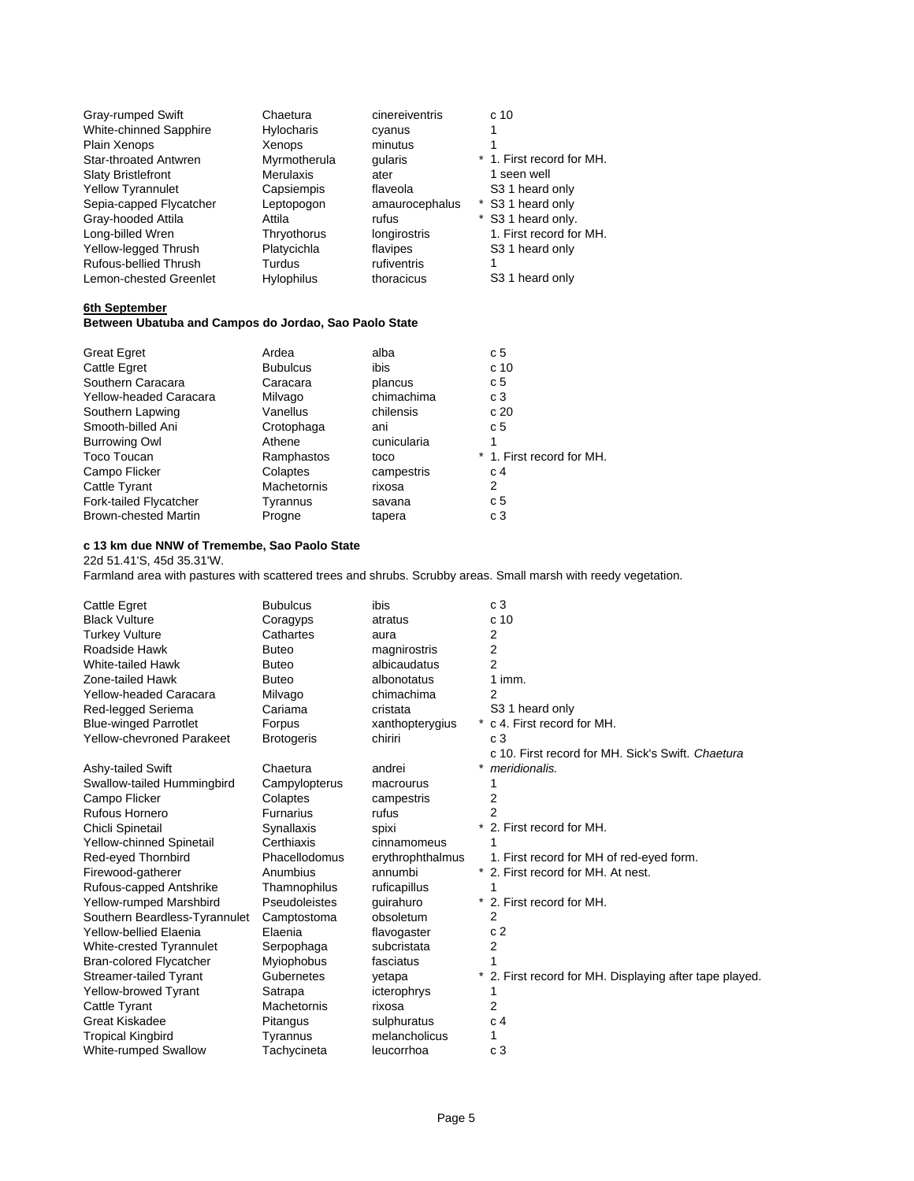| | | | | |
|---|---|---|---|---|
| Gray-rumped Swift | Chaetura | cinereiventris | | c 10 |
| White-chinned Sapphire | Hylocharis | cyanus | | 1 |
| Plain Xenops | Xenops | minutus | | 1 |
| Star-throated Antwren | Myrmotherula | gularis | * | 1. First record for MH. |
| Slaty Bristlefront | Merulaxis | ater | | 1 seen well |
| Yellow Tyrannulet | Capsiempis | flaveola | | S3 1 heard only |
| Sepia-capped Flycatcher | Leptopogon | amaurocephalus | * | S3 1 heard only |
| Gray-hooded Attila | Attila | rufus | * | S3 1 heard only. |
| Long-billed Wren | Thryothorus | longirostris | | 1. First record for MH. |
| Yellow-legged Thrush | Platycichla | flavipes | | S3 1 heard only |
| Rufous-bellied Thrush | Turdus | rufiventris | | 1 |
| Lemon-chested Greenlet | Hylophilus | thoracicus | | S3 1 heard only |

**6th September**

**Between Ubatuba and Campos do Jordao, Sao Paolo State**

| | | | | |
|---|---|---|---|---|
| Great Egret | Ardea | alba | | c 5 |
| Cattle Egret | Bubulcus | ibis | | c 10 |
| Southern Caracara | Caracara | plancus | | c 5 |
| Yellow-headed Caracara | Milvago | chimachima | | c 3 |
| Southern Lapwing | Vanellus | chilensis | | c 20 |
| Smooth-billed Ani | Crotophaga | ani | | c 5 |
| Burrowing Owl | Athene | cunicularia | | 1 |
| Toco Toucan | Ramphastos | toco | * | 1. First record for MH. |
| Campo Flicker | Colaptes | campestris | | c 4 |
| Cattle Tyrant | Machetornis | rixosa | | 2 |
| Fork-tailed Flycatcher | Tyrannus | savana | | c 5 |
| Brown-chested Martin | Progne | tapera | | c 3 |

**c 13 km due NNW of Tremembe, Sao Paolo State**

22d 51.41'S, 45d 35.31'W.

Farmland area with pastures with scattered trees and shrubs. Scrubby areas. Small marsh with reedy vegetation.

| | | | | |
|---|---|---|---|---|
| Cattle Egret | Bubulcus | ibis | | c 3 |
| Black Vulture | Coragyps | atratus | | c 10 |
| Turkey Vulture | Cathartes | aura | | 2 |
| Roadside Hawk | Buteo | magnirostris | | 2 |
| White-tailed Hawk | Buteo | albicaudatus | | 2 |
| Zone-tailed Hawk | Buteo | albonotatus | | 1 imm. |
| Yellow-headed Caracara | Milvago | chimachima | | 2 |
| Red-legged Seriema | Cariama | cristata | | S3 1 heard only |
| Blue-winged Parrotlet | Forpus | xanthopterygius | * | c 4. First record for MH. |
| Yellow-chevroned Parakeet | Brotogeris | chiriri | | c 3 |
| Ashy-tailed Swift | Chaetura | andrei | * | c 10. First record for MH. Sick's Swift. *Chaetura meridionalis.* |
| Swallow-tailed Hummingbird | Campylopterus | macrourus | | 1 |
| Campo Flicker | Colaptes | campestris | | 2 |
| Rufous Hornero | Furnarius | rufus | | 2 |
| Chicli Spinetail | Synallaxis | spixi | * | 2. First record for MH. |
| Yellow-chinned Spinetail | Certhiaxis | cinnamomeus | | 1 |
| Red-eyed Thornbird | Phacellodomus | erythrophthalmus | | 1. First record for MH of red-eyed form. |
| Firewood-gatherer | Anumbius | annumbi | * | 2. First record for MH. At nest. |
| Rufous-capped Antshrike | Thamnophilus | ruficapillus | | 1 |
| Yellow-rumped Marshbird | Pseudoleistes | guirahuro | * | 2. First record for MH. |
| Southern Beardless-Tyrannulet | Camptostoma | obsoletum | | 2 |
| Yellow-bellied Elaenia | Elaenia | flavogaster | | c 2 |
| White-crested Tyrannulet | Serpophaga | subcristata | | 2 |
| Bran-colored Flycatcher | Myiophobus | fasciatus | | 1 |
| Streamer-tailed Tyrant | Gubernetes | yetapa | * | 2. First record for MH. Displaying after tape played. |
| Yellow-browed Tyrant | Satrapa | icterophrys | | 1 |
| Cattle Tyrant | Machetornis | rixosa | | 2 |
| Great Kiskadee | Pitangus | sulphuratus | | c 4 |
| Tropical Kingbird | Tyrannus | melancholicus | | 1 |
| White-rumped Swallow | Tachycineta | leucorrhoa | | c 3 |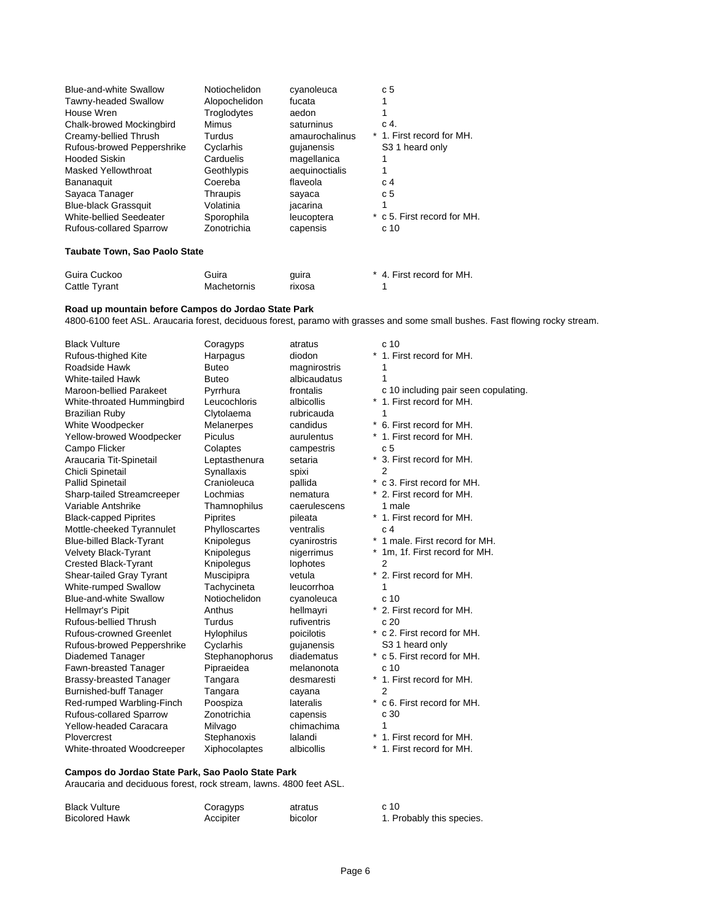| | | | |
|---|---|---|---|
| Blue-and-white Swallow | Notiochelidon | cyanoleuca | c 5 |
| Tawny-headed Swallow | Alopochelidon | fucata | 1 |
| House Wren | Troglodytes | aedon | 1 |
| Chalk-browed Mockingbird | Mimus | saturninus | c 4. |
| Creamy-bellied Thrush | Turdus | amaurochalinus | * 1. First record for MH. |
| Rufous-browed Peppershrike | Cyclarhis | gujanensis | S3 1 heard only |
| Hooded Siskin | Carduelis | magellanica | 1 |
| Masked Yellowthroat | Geothlypis | aequinoctialis | 1 |
| Bananaquit | Coereba | flaveola | c 4 |
| Sayaca Tanager | Thraupis | sayaca | c 5 |
| Blue-black Grassquit | Volatinia | jacarina | 1 |
| White-bellied Seedeater | Sporophila | leucoptera | * c 5. First record for MH. |
| Rufous-collared Sparrow | Zonotrichia | capensis | c 10 |

**Taubate Town, Sao Paolo State**

| | | | |
|---|---|---|---|
| Guira Cuckoo | Guira | guira | * 4. First record for MH. |
| Cattle Tyrant | Machetornis | rixosa | 1 |

**Road up mountain before Campos do Jordao State Park**

4800-6100 feet ASL. Araucaria forest, deciduous forest, paramo with grasses and some small bushes. Fast flowing rocky stream.

| | | | |
|---|---|---|---|
| Black Vulture | Coragyps | atratus | c 10 |
| Rufous-thighed Kite | Harpagus | diodon | * 1. First record for MH. |
| Roadside Hawk | Buteo | magnirostris | 1 |
| White-tailed Hawk | Buteo | albicaudatus | 1 |
| Maroon-bellied Parakeet | Pyrrhura | frontalis | c 10 including pair seen copulating. |
| White-throated Hummingbird | Leucochloris | albicollis | * 1. First record for MH. |
| Brazilian Ruby | Clytolaema | rubricauda | 1 |
| White Woodpecker | Melanerpes | candidus | * 6. First record for MH. |
| Yellow-browed Woodpecker | Piculus | aurulentus | * 1. First record for MH. |
| Campo Flicker | Colaptes | campestris | c 5 |
| Araucaria Tit-Spinetail | Leptasthenura | setaria | * 3. First record for MH. |
| Chicli Spinetail | Synallaxis | spixi | 2 |
| Pallid Spinetail | Cranioleuca | pallida | * c 3. First record for MH. |
| Sharp-tailed Streamcreeper | Lochmias | nematura | * 2. First record for MH. |
| Variable Antshrike | Thamnophilus | caerulescens | 1 male |
| Black-capped Piprites | Piprites | pileata | * 1. First record for MH. |
| Mottle-cheeked Tyrannulet | Phylloscartes | ventralis | c 4 |
| Blue-billed Black-Tyrant | Knipolegus | cyanirostris | * 1 male. First record for MH. |
| Velvety Black-Tyrant | Knipolegus | nigerrimus | * 1m, 1f. First record for MH. |
| Crested Black-Tyrant | Knipolegus | lophotes | 2 |
| Shear-tailed Gray Tyrant | Muscipipra | vetula | * 2. First record for MH. |
| White-rumped Swallow | Tachycineta | leucorrhoa | 1 |
| Blue-and-white Swallow | Notiochelidon | cyanoleuca | c 10 |
| Hellmayr's Pipit | Anthus | hellmayri | * 2. First record for MH. |
| Rufous-bellied Thrush | Turdus | rufiventris | c 20 |
| Rufous-crowned Greenlet | Hylophilus | poicilotis | * c 2. First record for MH. |
| Rufous-browed Peppershrike | Cyclarhis | gujanensis | S3 1 heard only |
| Diademed Tanager | Stephanophorus | diadematus | * c 5. First record for MH. |
| Fawn-breasted Tanager | Pipraeidea | melanonota | c 10 |
| Brassy-breasted Tanager | Tangara | desmaresti | * 1. First record for MH. |
| Burnished-buff Tanager | Tangara | cayana | 2 |
| Red-rumped Warbling-Finch | Poospiza | lateralis | * c 6. First record for MH. |
| Rufous-collared Sparrow | Zonotrichia | capensis | c 30 |
| Yellow-headed Caracara | Milvago | chimachima | 1 |
| Plovercrest | Stephanoxis | lalandi | * 1. First record for MH. |
| White-throated Woodcreeper | Xiphocolaptes | albicollis | * 1. First record for MH. |

**Campos do Jordao State Park, Sao Paolo State Park**

Araucaria and deciduous forest, rock stream, lawns. 4800 feet ASL.

| | | | |
|---|---|---|---|
| Black Vulture | Coragyps | atratus | c 10 |
| Bicolored Hawk | Accipiter | bicolor | 1. Probably this species. |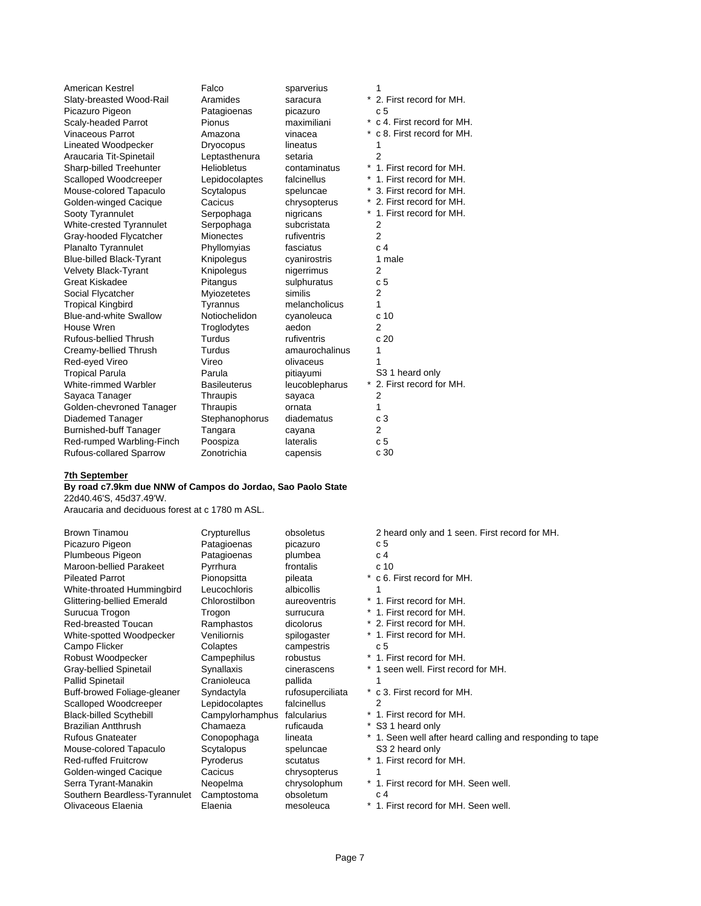| | | | |
|---|---|---|---|
| American Kestrel | Falco | sparverius | 1 |
| Slaty-breasted Wood-Rail | Aramides | saracura | * 2. First record for MH. |
| Picazuro Pigeon | Patagioenas | picazuro | c 5 |
| Scaly-headed Parrot | Pionus | maximiliani | * c 4. First record for MH. |
| Vinaceous Parrot | Amazona | vinacea | * c 8. First record for MH. |
| Lineated Woodpecker | Dryocopus | lineatus | 1 |
| Araucaria Tit-Spinetail | Leptasthenura | setaria | 2 |
| Sharp-billed Treehunter | Heliobletus | contaminatus | * 1. First record for MH. |
| Scalloped Woodcreeper | Lepidocolaptes | falcinellus | * 1. First record for MH. |
| Mouse-colored Tapaculo | Scytalopus | speluncae | * 3. First record for MH. |
| Golden-winged Cacique | Cacicus | chrysopterus | * 2. First record for MH. |
| Sooty Tyrannulet | Serpophaga | nigricans | * 1. First record for MH. |
| White-crested Tyrannulet | Serpophaga | subcristata | 2 |
| Gray-hooded Flycatcher | Mionectes | rufiventris | 2 |
| Planalto Tyrannulet | Phyllomyias | fasciatus | c 4 |
| Blue-billed Black-Tyrant | Knipolegus | cyanirostris | 1 male |
| Velvety Black-Tyrant | Knipolegus | nigerrimus | 2 |
| Great Kiskadee | Pitangus | sulphuratus | c 5 |
| Social Flycatcher | Myiozetetes | similis | 2 |
| Tropical Kingbird | Tyrannus | melancholicus | 1 |
| Blue-and-white Swallow | Notiochelidon | cyanoleuca | c 10 |
| House Wren | Troglodytes | aedon | 2 |
| Rufous-bellied Thrush | Turdus | rufiventris | c 20 |
| Creamy-bellied Thrush | Turdus | amaurochalinus | 1 |
| Red-eyed Vireo | Vireo | olivaceus | 1 |
| Tropical Parula | Parula | pitiayumi | S3 1 heard only |
| White-rimmed Warbler | Basileuterus | leucoblepharus | * 2. First record for MH. |
| Sayaca Tanager | Thraupis | sayaca | 2 |
| Golden-chevroned Tanager | Thraupis | ornata | 1 |
| Diademed Tanager | Stephanophorus | diadematus | c 3 |
| Burnished-buff Tanager | Tangara | cayana | 2 |
| Red-rumped Warbling-Finch | Poospiza | lateralis | c 5 |
| Rufous-collared Sparrow | Zonotrichia | capensis | c 30 |

**7th September**

**By road c7.9km due NNW of Campos do Jordao, Sao Paolo State**
22d40.46'S, 45d37.49'W.
Araucaria and deciduous forest at c 1780 m ASL.

| | | | |
|---|---|---|---|
| Brown Tinamou | Crypturellus | obsoletus | 2 heard only and 1 seen. First record for MH. |
| Picazuro Pigeon | Patagioenas | picazuro | c 5 |
| Plumbeous Pigeon | Patagioenas | plumbea | c 4 |
| Maroon-bellied Parakeet | Pyrrhura | frontalis | c 10 |
| Pileated Parrot | Pionopsitta | pileata | * c 6. First record for MH. |
| White-throated Hummingbird | Leucochloris | albicollis | 1 |
| Glittering-bellied Emerald | Chlorostilbon | aureoventris | * 1. First record for MH. |
| Surucua Trogon | Trogon | surrucura | * 1. First record for MH. |
| Red-breasted Toucan | Ramphastos | dicolorus | * 2. First record for MH. |
| White-spotted Woodpecker | Veniliornis | spilogaster | * 1. First record for MH. |
| Campo Flicker | Colaptes | campestris | c 5 |
| Robust Woodpecker | Campephilus | robustus | * 1. First record for MH. |
| Gray-bellied Spinetail | Synallaxis | cinerascens | * 1 seen well. First record for MH. |
| Pallid Spinetail | Cranioleuca | pallida | 1 |
| Buff-browed Foliage-gleaner | Syndactyla | rufosuperciliata | * c 3. First record for MH. |
| Scalloped Woodcreeper | Lepidocolaptes | falcinellus | 2 |
| Black-billed Scythebill | Campylorhamphus | falcularius | * 1. First record for MH. |
| Brazilian Antthrush | Chamaeza | ruficauda | * S3 1 heard only |
| Rufous Gnateater | Conopophaga | lineata | * 1. Seen well after heard calling and responding to tape |
| Mouse-colored Tapaculo | Scytalopus | speluncae | S3 2 heard only |
| Red-ruffed Fruitcrow | Pyroderus | scutatus | * 1. First record for MH. |
| Golden-winged Cacique | Cacicus | chrysopterus | 1 |
| Serra Tyrant-Manakin | Neopelma | chrysolophum | * 1. First record for MH. Seen well. |
| Southern Beardless-Tyrannulet | Camptostoma | obsoletum | c 4 |
| Olivaceous Elaenia | Elaenia | mesoleuca | * 1. First record for MH. Seen well. |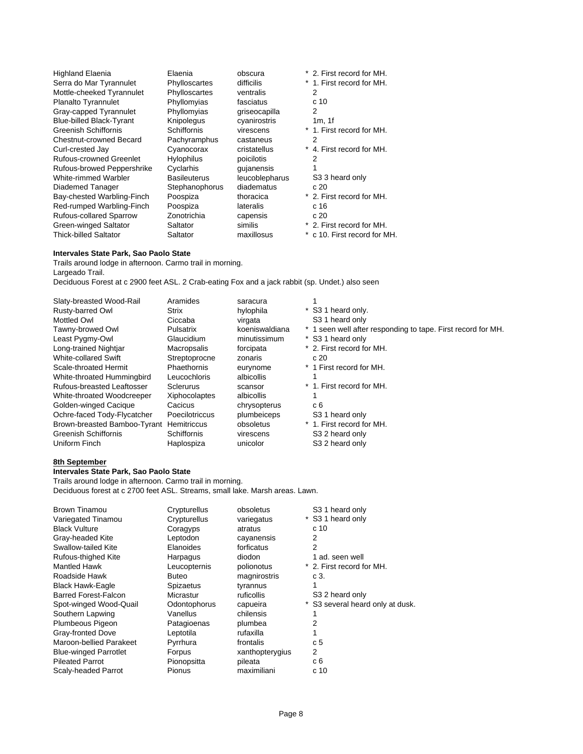| | | | | |
|---|---|---|---|---|
| Highland Elaenia | Elaenia | obscura | * | 2. First record for MH. |
| Serra do Mar Tyrannulet | Phylloscartes | difficilis | * | 1. First record for MH. |
| Mottle-cheeked Tyrannulet | Phylloscartes | ventralis | | 2 |
| Planalto Tyrannulet | Phyllomyias | fasciatus | | c 10 |
| Gray-capped Tyrannulet | Phyllomyias | griseocapilla | | 2 |
| Blue-billed Black-Tyrant | Knipolegus | cyanirostris | | 1m, 1f |
| Greenish Schiffornis | Schiffornis | virescens | * | 1. First record for MH. |
| Chestnut-crowned Becard | Pachyramphus | castaneus | | 2 |
| Curl-crested Jay | Cyanocorax | cristatellus | * | 4. First record for MH. |
| Rufous-crowned Greenlet | Hylophilus | poicilotis | | 2 |
| Rufous-browed Peppershrike | Cyclarhis | gujanensis | | 1 |
| White-rimmed Warbler | Basileuterus | leucoblepharus | | S3 3 heard only |
| Diademed Tanager | Stephanophorus | diadematus | | c 20 |
| Bay-chested Warbling-Finch | Poospiza | thoracica | * | 2. First record for MH. |
| Red-rumped Warbling-Finch | Poospiza | lateralis | | c 16 |
| Rufous-collared Sparrow | Zonotrichia | capensis | | c 20 |
| Green-winged Saltator | Saltator | similis | * | 2. First record for MH. |
| Thick-billed Saltator | Saltator | maxillosus | * | c 10. First record for MH. |

**Intervales State Park, Sao Paolo State**

Trails around lodge in afternoon. Carmo trail in morning.
Largeado Trail.
Deciduous Forest at c 2900 feet ASL. 2 Crab-eating Fox and a jack rabbit (sp. Undet.) also seen

| | | | | |
|---|---|---|---|---|
| Slaty-breasted Wood-Rail | Aramides | saracura | | 1 |
| Rusty-barred Owl | Strix | hylophila | * | S3 1 heard only. |
| Mottled Owl | Ciccaba | virgata | | S3 1 heard only |
| Tawny-browed Owl | Pulsatrix | koeniswaldiana | * | 1 seen well after responding to tape. First record for MH. |
| Least Pygmy-Owl | Glaucidium | minutissimum | * | S3 1 heard only |
| Long-trained Nightjar | Macropsalis | forcipata | * | 2. First record for MH. |
| White-collared Swift | Streptoprocne | zonaris | | c 20 |
| Scale-throated Hermit | Phaethornis | eurynome | * | 1 First record for MH. |
| White-throated Hummingbird | Leucochloris | albicollis | | 1 |
| Rufous-breasted Leaftosser | Sclerurus | scansor | * | 1. First record for MH. |
| White-throated Woodcreeper | Xiphocolaptes | albicollis | | 1 |
| Golden-winged Cacique | Cacicus | chrysopterus | | c 6 |
| Ochre-faced Tody-Flycatcher | Poecilotriccus | plumbeiceps | | S3 1 heard only |
| Brown-breasted Bamboo-Tyrant | Hemitriccus | obsoletus | * | 1. First record for MH. |
| Greenish Schiffornis | Schiffornis | virescens | | S3 2 heard only |
| Uniform Finch | Haplospiza | unicolor | | S3 2 heard only |

**8th September**

**Intervales State Park, Sao Paolo State**

Trails around lodge in afternoon. Carmo trail in morning.
Deciduous forest at c 2700 feet ASL. Streams, small lake. Marsh areas. Lawn.

| | | | | |
|---|---|---|---|---|
| Brown Tinamou | Crypturellus | obsoletus | | S3 1 heard only |
| Variegated Tinamou | Crypturellus | variegatus | * | S3 1 heard only |
| Black Vulture | Coragyps | atratus | | c 10 |
| Gray-headed Kite | Leptodon | cayanensis | | 2 |
| Swallow-tailed Kite | Elanoides | forficatus | | 2 |
| Rufous-thighed Kite | Harpagus | diodon | | 1 ad. seen well |
| Mantled Hawk | Leucopternis | polionotus | * | 2. First record for MH. |
| Roadside Hawk | Buteo | magnirostris | | c 3. |
| Black Hawk-Eagle | Spizaetus | tyrannus | | 1 |
| Barred Forest-Falcon | Micrastur | ruficollis | | S3 2 heard only |
| Spot-winged Wood-Quail | Odontophorus | capueira | * | S3 several heard only at dusk. |
| Southern Lapwing | Vanellus | chilensis | | 1 |
| Plumbeous Pigeon | Patagioenas | plumbea | | 2 |
| Gray-fronted Dove | Leptotila | rufaxilla | | 1 |
| Maroon-bellied Parakeet | Pyrrhura | frontalis | | c 5 |
| Blue-winged Parrotlet | Forpus | xanthopterygius | | 2 |
| Pileated Parrot | Pionopsitta | pileata | | c 6 |
| Scaly-headed Parrot | Pionus | maximiliani | | c 10 |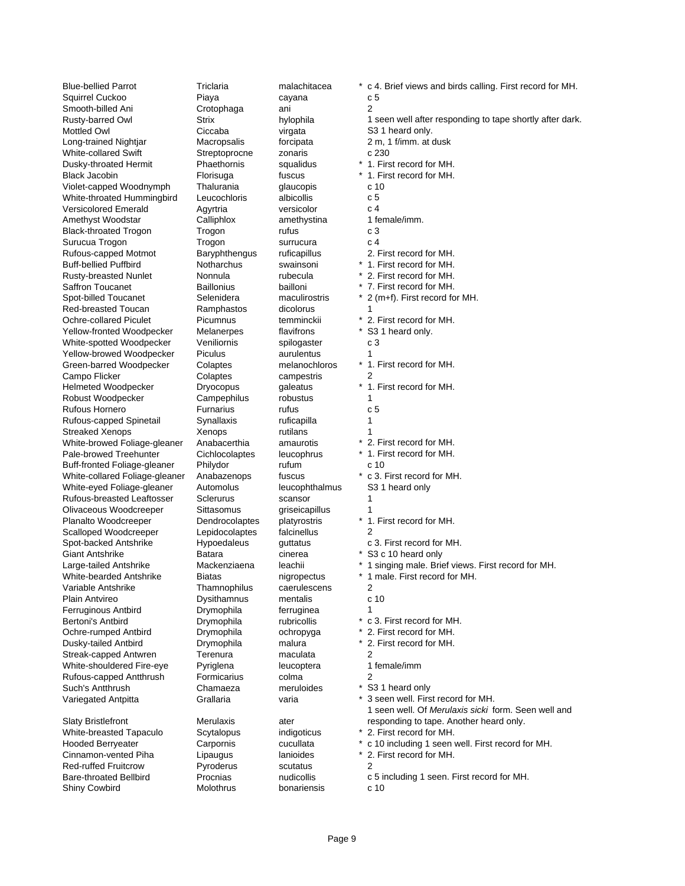| Common name | Genus | Species | * | Notes |
|---|---|---|---|---|
| Blue-bellied Parrot | Triclaria | malachitacea | * | c 4. Brief views and birds calling. First record for MH. |
| Squirrel Cuckoo | Piaya | cayana | | c 5 |
| Smooth-billed Ani | Crotophaga | ani | | 2 |
| Rusty-barred Owl | Strix | hylophila | | 1 seen well after responding to tape shortly after dark. |
| Mottled Owl | Ciccaba | virgata | | S3 1 heard only. |
| Long-trained Nightjar | Macropsalis | forcipata | | 2 m, 1 f/imm. at dusk |
| White-collared Swift | Streptoprocne | zonaris | | c 230 |
| Dusky-throated Hermit | Phaethornis | squalidus | * | 1. First record for MH. |
| Black Jacobin | Florisuga | fuscus | * | 1. First record for MH. |
| Violet-capped Woodnymph | Thalurania | glaucopis | | c 10 |
| White-throated Hummingbird | Leucochloris | albicollis | | c 5 |
| Versicolored Emerald | Agyrtria | versicolor | | c 4 |
| Amethyst Woodstar | Calliphlox | amethystina | | 1 female/imm. |
| Black-throated Trogon | Trogon | rufus | | c 3 |
| Surucua Trogon | Trogon | surrucura | | c 4 |
| Rufous-capped Motmot | Baryphthengus | ruficapillus | | 2. First record for MH. |
| Buff-bellied Puffbird | Notharchus | swainsoni | * | 1. First record for MH. |
| Rusty-breasted Nunlet | Nonnula | rubecula | * | 2. First record for MH. |
| Saffron Toucanet | Baillonius | bailloni | * | 7. First record for MH. |
| Spot-billed Toucanet | Selenidera | maculirostris | * | 2 (m+f). First record for MH. |
| Red-breasted Toucan | Ramphastos | dicolorus | | 1 |
| Ochre-collared Piculet | Picumnus | temminckii | * | 2. First record for MH. |
| Yellow-fronted Woodpecker | Melanerpes | flavifrons | * | S3 1 heard only. |
| White-spotted Woodpecker | Veniliornis | spilogaster | | c 3 |
| Yellow-browed Woodpecker | Piculus | aurulentus | | 1 |
| Green-barred Woodpecker | Colaptes | melanochloros | * | 1. First record for MH. |
| Campo Flicker | Colaptes | campestris | | 2 |
| Helmeted Woodpecker | Dryocopus | galeatus | * | 1. First record for MH. |
| Robust Woodpecker | Campephilus | robustus | | 1 |
| Rufous Hornero | Furnarius | rufus | | c 5 |
| Rufous-capped Spinetail | Synallaxis | ruficapilla | | 1 |
| Streaked Xenops | Xenops | rutilans | | 1 |
| White-browed Foliage-gleaner | Anabacerthia | amaurotis | * | 2. First record for MH. |
| Pale-browed Treehunter | Cichlocolaptes | leucophrus | * | 1. First record for MH. |
| Buff-fronted Foliage-gleaner | Philydor | rufum | | c 10 |
| White-collared Foliage-gleaner | Anabazenops | fuscus | * | c 3. First record for MH. |
| White-eyed Foliage-gleaner | Automolus | leucophthalmus | | S3 1 heard only |
| Rufous-breasted Leaftosser | Sclerurus | scansor | | 1 |
| Olivaceous Woodcreeper | Sittasomus | griseicapillus | | 1 |
| Planalto Woodcreeper | Dendrocolaptes | platyrostris | * | 1. First record for MH. |
| Scalloped Woodcreeper | Lepidocolaptes | falcinellus | | 2 |
| Spot-backed Antshrike | Hypoedaleus | guttatus | | c 3. First record for MH. |
| Giant Antshrike | Batara | cinerea | * | S3 c 10 heard only |
| Large-tailed Antshrike | Mackenziaena | leachii | * | 1 singing male. Brief views. First record for MH. |
| White-bearded Antshrike | Biatas | nigropectus | * | 1 male. First record for MH. |
| Variable Antshrike | Thamnophilus | caerulescens | | 2 |
| Plain Antvireo | Dysithamnus | mentalis | | c 10 |
| Ferruginous Antbird | Drymophila | ferruginea | | 1 |
| Bertoni's Antbird | Drymophila | rubricollis | * | c 3. First record for MH. |
| Ochre-rumped Antbird | Drymophila | ochropyga | * | 2. First record for MH. |
| Dusky-tailed Antbird | Drymophila | malura | * | 2. First record for MH. |
| Streak-capped Antwren | Terenura | maculata | | 2 |
| White-shouldered Fire-eye | Pyriglena | leucoptera | | 1 female/imm |
| Rufous-capped Antthrush | Formicarius | colma | | 2 |
| Such's Antthrush | Chamaeza | meruloides | * | S3 1 heard only |
| Variegated Antpitta | Grallaria | varia | * | 3 seen well. First record for MH. |
| Slaty Bristlefront | Merulaxis | ater | | 1 seen well. Of *Merulaxis sicki* form. Seen well and responding to tape. Another heard only. |
| White-breasted Tapaculo | Scytalopus | indigoticus | * | 2. First record for MH. |
| Hooded Berryeater | Carpornis | cucullata | * | c 10 including 1 seen well. First record for MH. |
| Cinnamon-vented Piha | Lipaugus | lanioides | * | 2. First record for MH. |
| Red-ruffed Fruitcrow | Pyroderus | scutatus | | 2 |
| Bare-throated Bellbird | Procnias | nudicollis | | c 5 including 1 seen. First record for MH. |
| Shiny Cowbird | Molothrus | bonariensis | | c 10 |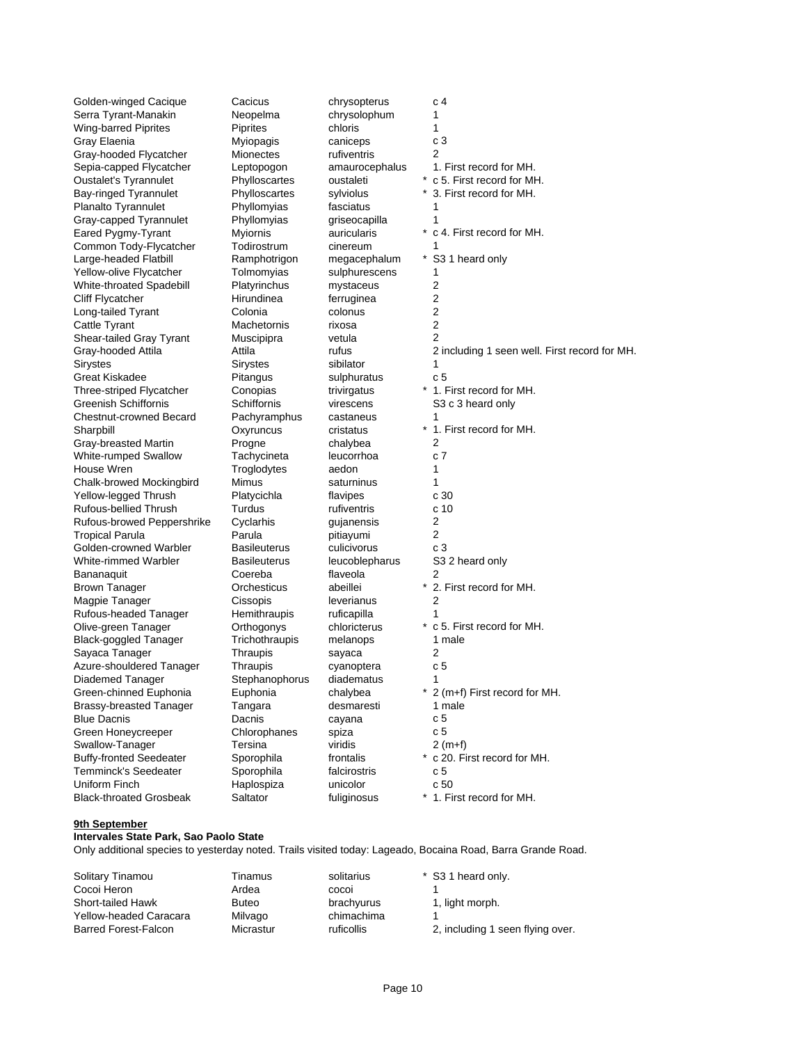| | | | | |
|---|---|---|---|---|
| Golden-winged Cacique | Cacicus | chrysopterus | | c 4 |
| Serra Tyrant-Manakin | Neopelma | chrysolophum | | 1 |
| Wing-barred Piprites | Piprites | chloris | | 1 |
| Gray Elaenia | Myiopagis | caniceps | | c 3 |
| Gray-hooded Flycatcher | Mionectes | rufiventris | | 2 |
| Sepia-capped Flycatcher | Leptopogon | amaurocephalus | | 1. First record for MH. |
| Oustalet's Tyrannulet | Phylloscartes | oustaleti | * | c 5. First record for MH. |
| Bay-ringed Tyrannulet | Phylloscartes | sylviolus | * | 3. First record for MH. |
| Planalto Tyrannulet | Phyllomyias | fasciatus | | 1 |
| Gray-capped Tyrannulet | Phyllomyias | griseocapilla | | 1 |
| Eared Pygmy-Tyrant | Myiornis | auricularis | * | c 4. First record for MH. |
| Common Tody-Flycatcher | Todirostrum | cinereum | | 1 |
| Large-headed Flatbill | Ramphotrigon | megacephalum | * | S3 1 heard only |
| Yellow-olive Flycatcher | Tolmomyias | sulphurescens | | 1 |
| White-throated Spadebill | Platyrinchus | mystaceus | | 2 |
| Cliff Flycatcher | Hirundinea | ferruginea | | 2 |
| Long-tailed Tyrant | Colonia | colonus | | 2 |
| Cattle Tyrant | Machetornis | rixosa | | 2 |
| Shear-tailed Gray Tyrant | Muscipipra | vetula | | 2 |
| Gray-hooded Attila | Attila | rufus | | 2 including 1 seen well. First record for MH. |
| Sirystes | Sirystes | sibilator | | 1 |
| Great Kiskadee | Pitangus | sulphuratus | | c 5 |
| Three-striped Flycatcher | Conopias | trivirgatus | * | 1. First record for MH. |
| Greenish Schiffornis | Schiffornis | virescens | | S3 c 3 heard only |
| Chestnut-crowned Becard | Pachyramphus | castaneus | | 1 |
| Sharpbill | Oxyruncus | cristatus | * | 1. First record for MH. |
| Gray-breasted Martin | Progne | chalybea | | 2 |
| White-rumped Swallow | Tachycineta | leucorrhoa | | c 7 |
| House Wren | Troglodytes | aedon | | 1 |
| Chalk-browed Mockingbird | Mimus | saturninus | | 1 |
| Yellow-legged Thrush | Platycichla | flavipes | | c 30 |
| Rufous-bellied Thrush | Turdus | rufiventris | | c 10 |
| Rufous-browed Peppershrike | Cyclarhis | gujanensis | | 2 |
| Tropical Parula | Parula | pitiayumi | | 2 |
| Golden-crowned Warbler | Basileuterus | culicivorus | | c 3 |
| White-rimmed Warbler | Basileuterus | leucoblepharus | | S3 2 heard only |
| Bananaquit | Coereba | flaveola | | 2 |
| Brown Tanager | Orchesticus | abeillei | * | 2. First record for MH. |
| Magpie Tanager | Cissopis | leverianus | | 2 |
| Rufous-headed Tanager | Hemithraupis | ruficapilla | | 1 |
| Olive-green Tanager | Orthogonys | chloricterus | * | c 5. First record for MH. |
| Black-goggled Tanager | Trichothraupis | melanops | | 1 male |
| Sayaca Tanager | Thraupis | sayaca | | 2 |
| Azure-shouldered Tanager | Thraupis | cyanoptera | | c 5 |
| Diademed Tanager | Stephanophorus | diadematus | | 1 |
| Green-chinned Euphonia | Euphonia | chalybea | * | 2 (m+f) First record for MH. |
| Brassy-breasted Tanager | Tangara | desmaresti | | 1 male |
| Blue Dacnis | Dacnis | cayana | | c 5 |
| Green Honeycreeper | Chlorophanes | spiza | | c 5 |
| Swallow-Tanager | Tersina | viridis | | 2 (m+f) |
| Buffy-fronted Seedeater | Sporophila | frontalis | * | c 20. First record for MH. |
| Temminck's Seedeater | Sporophila | falcirostris | | c 5 |
| Uniform Finch | Haplospiza | unicolor | | c 50 |
| Black-throated Grosbeak | Saltator | fuliginosus | * | 1. First record for MH. |

**9th September**

**Intervales State Park, Sao Paolo State**

Only additional species to yesterday noted. Trails visited today: Lageado, Bocaina Road, Barra Grande Road.

| | | | | |
|---|---|---|---|---|
| Solitary Tinamou | Tinamus | solitarius | * | S3 1 heard only. |
| Cocoi Heron | Ardea | cocoi | | 1 |
| Short-tailed Hawk | Buteo | brachyurus | | 1, light morph. |
| Yellow-headed Caracara | Milvago | chimachima | | 1 |
| Barred Forest-Falcon | Micrastur | ruficollis | | 2, including 1 seen flying over. |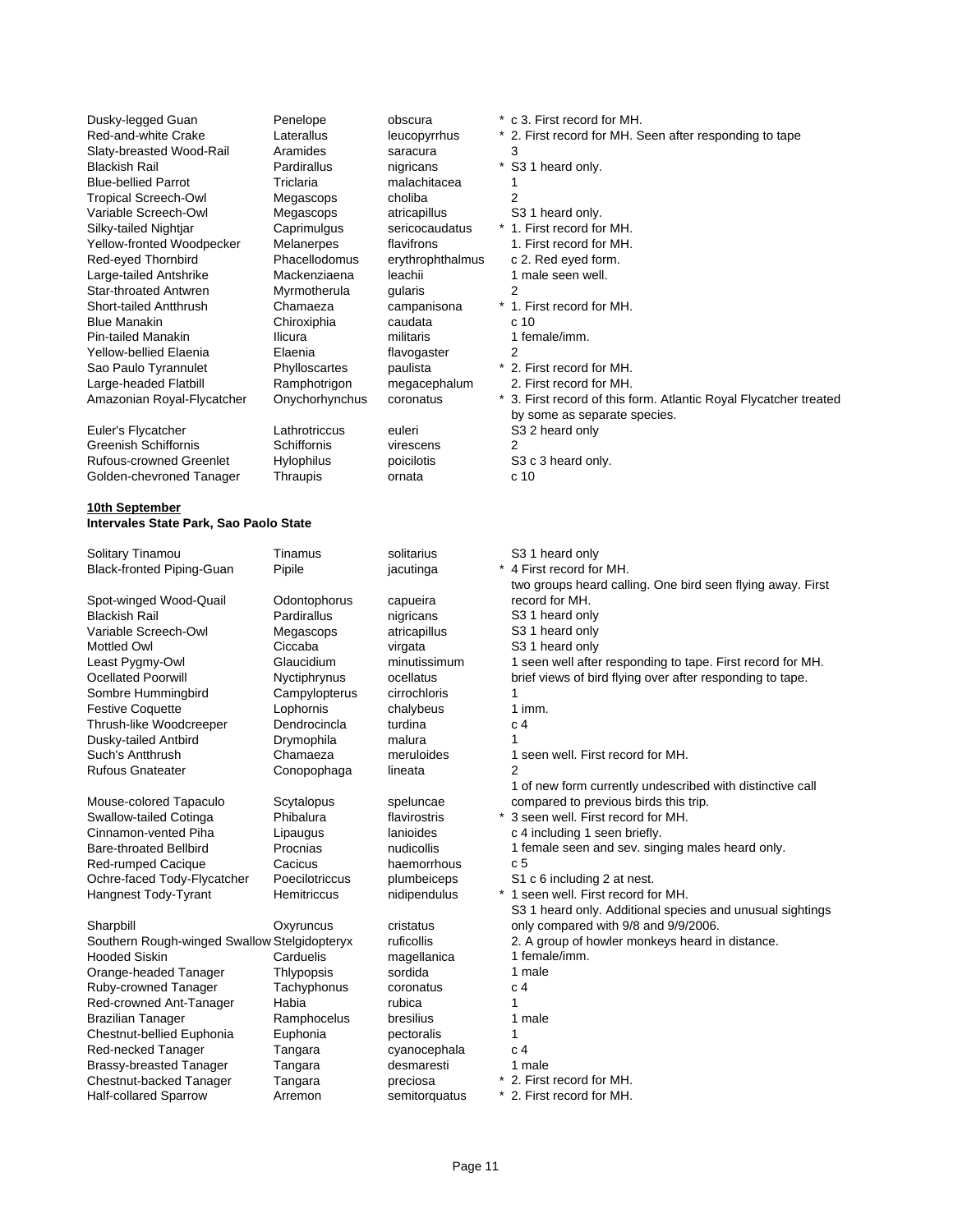| | | | | |
|---|---|---|---|---|
| Dusky-legged Guan | Penelope | obscura | * | c 3. First record for MH. |
| Red-and-white Crake | Laterallus | leucopyrrhus | * | 2. First record for MH. Seen after responding to tape |
| Slaty-breasted Wood-Rail | Aramides | saracura | | 3 |
| Blackish Rail | Pardirallus | nigricans | * | S3 1 heard only. |
| Blue-bellied Parrot | Triclaria | malachitacea | | 1 |
| Tropical Screech-Owl | Megascops | choliba | | 2 |
| Variable Screech-Owl | Megascops | atricapillus | | S3 1 heard only. |
| Silky-tailed Nightjar | Caprimulgus | sericocaudatus | * | 1. First record for MH. |
| Yellow-fronted Woodpecker | Melanerpes | flavifrons | | 1. First record for MH. |
| Red-eyed Thornbird | Phacellodomus | erythrophthalmus | | c 2. Red eyed form. |
| Large-tailed Antshrike | Mackenziaena | leachii | | 1 male seen well. |
| Star-throated Antwren | Myrmotherula | gularis | | 2 |
| Short-tailed Antthrush | Chamaeza | campanisona | * | 1. First record for MH. |
| Blue Manakin | Chiroxiphia | caudata | | c 10 |
| Pin-tailed Manakin | Ilicura | militaris | | 1 female/imm. |
| Yellow-bellied Elaenia | Elaenia | flavogaster | | 2 |
| Sao Paulo Tyrannulet | Phylloscartes | paulista | * | 2. First record for MH. |
| Large-headed Flatbill | Ramphotrigon | megacephalum | | 2. First record for MH. |
| Amazonian Royal-Flycatcher | Onychorhynchus | coronatus | * | 3. First record of this form. Atlantic Royal Flycatcher treated by some as separate species. |
| Euler's Flycatcher | Lathrotriccus | euleri | | S3 2 heard only |
| Greenish Schiffornis | Schiffornis | virescens | | 2 |
| Rufous-crowned Greenlet | Hylophilus | poicilotis | | S3 c 3 heard only. |
| Golden-chevroned Tanager | Thraupis | ornata | | c 10 |

**10th September**

**Intervales State Park, Sao Paolo State**

| | | | | |
|---|---|---|---|---|
| Solitary Tinamou | Tinamus | solitarius | | S3 1 heard only |
| Black-fronted Piping-Guan | Pipile | jacutinga | * | 4 First record for MH. |
| Spot-winged Wood-Quail | Odontophorus | capueira | | two groups heard calling. One bird seen flying away. First record for MH. |
| Blackish Rail | Pardirallus | nigricans | | S3 1 heard only |
| Variable Screech-Owl | Megascops | atricapillus | | S3 1 heard only |
| Mottled Owl | Ciccaba | virgata | | S3 1 heard only |
| Least Pygmy-Owl | Glaucidium | minutissimum | | 1 seen well after responding to tape. First record for MH. |
| Ocellated Poorwill | Nyctiphrynus | ocellatus | | brief views of bird flying over after responding to tape. |
| Sombre Hummingbird | Campylopterus | cirrochloris | | 1 |
| Festive Coquette | Lophornis | chalybeus | | 1 imm. |
| Thrush-like Woodcreeper | Dendrocincla | turdina | | c 4 |
| Dusky-tailed Antbird | Drymophila | malura | | 1 |
| Such's Antthrush | Chamaeza | meruloides | | 1 seen well. First record for MH. |
| Rufous Gnateater | Conopophaga | lineata | | 2 |
| Mouse-colored Tapaculo | Scytalopus | speluncae | | 1 of new form currently undescribed with distinctive call compared to previous birds this trip. |
| Swallow-tailed Cotinga | Phibalura | flavirostris | * | 3 seen well. First record for MH. |
| Cinnamon-vented Piha | Lipaugus | lanioides | | c 4 including 1 seen briefly. |
| Bare-throated Bellbird | Procnias | nudicollis | | 1 female seen and sev. singing males heard only. |
| Red-rumped Cacique | Cacicus | haemorrhous | | c 5 |
| Ochre-faced Tody-Flycatcher | Poecilotriccus | plumbeiceps | | S1 c 6 including 2 at nest. |
| Hangnest Tody-Tyrant | Hemitriccus | nidipendulus | * | 1 seen well. First record for MH. |
| Sharpbill | Oxyruncus | cristatus | | S3 1 heard only. Additional species and unusual sightings only compared with 9/8 and 9/9/2006. |
| Southern Rough-winged Swallow | Stelgidopteryx | ruficollis | | 2. A group of howler monkeys heard in distance. |
| Hooded Siskin | Carduelis | magellanica | | 1 female/imm. |
| Orange-headed Tanager | Thlypopsis | sordida | | 1 male |
| Ruby-crowned Tanager | Tachyphonus | coronatus | | c 4 |
| Red-crowned Ant-Tanager | Habia | rubica | | 1 |
| Brazilian Tanager | Ramphocelus | bresilius | | 1 male |
| Chestnut-bellied Euphonia | Euphonia | pectoralis | | 1 |
| Red-necked Tanager | Tangara | cyanocephala | | c 4 |
| Brassy-breasted Tanager | Tangara | desmaresti | | 1 male |
| Chestnut-backed Tanager | Tangara | preciosa | * | 2. First record for MH. |
| Half-collared Sparrow | Arremon | semitorquatus | * | 2. First record for MH. |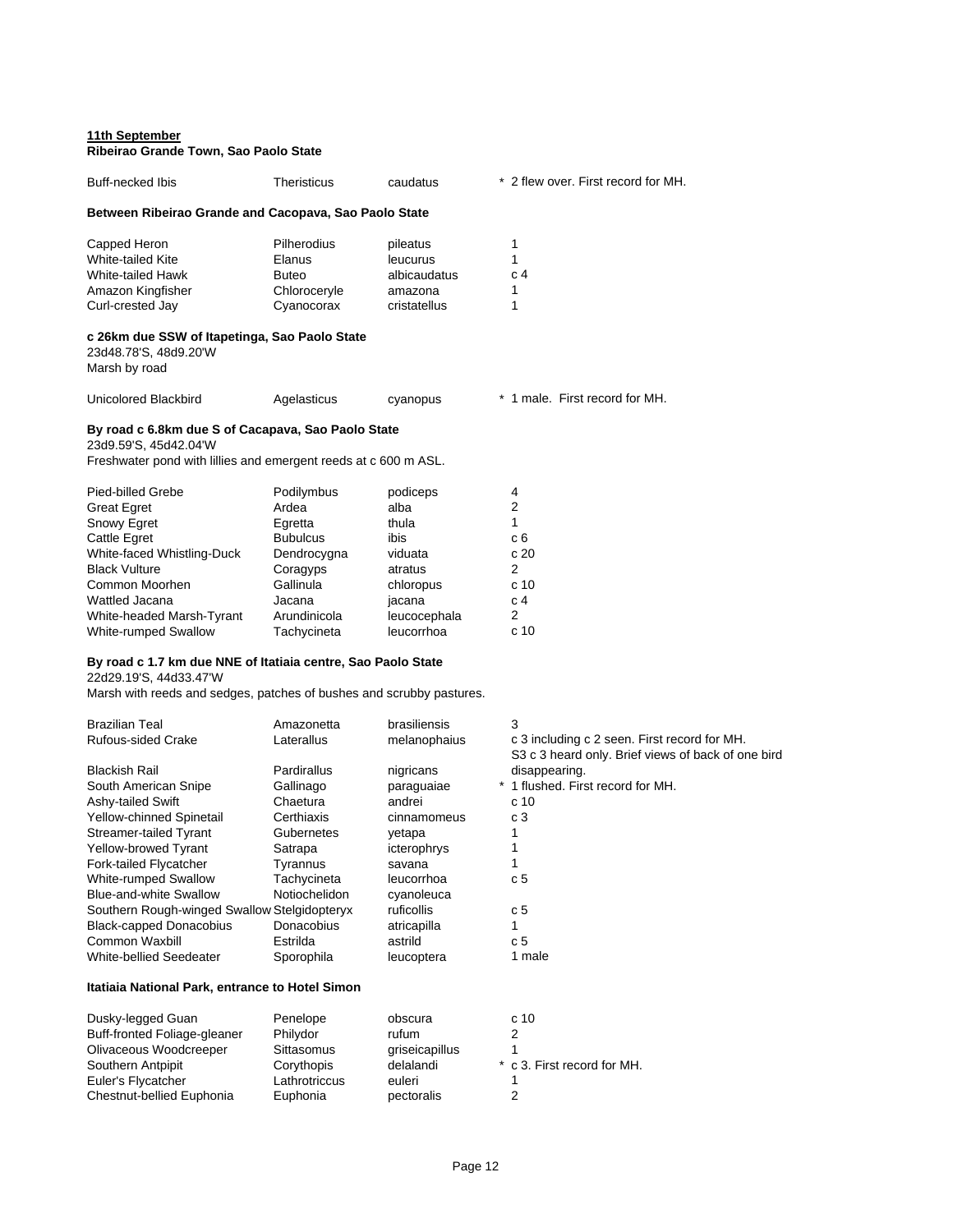**11th September**
**Ribeirao Grande Town, Sao Paolo State**

| | | | |
|---|---|---|---|
| Buff-necked Ibis | Theristicus | caudatus | * 2 flew over. First record for MH. |

**Between Ribeirao Grande and Cacopava, Sao Paolo State**

| | | | |
|---|---|---|---|
| Capped Heron | Pilherodius | pileatus | 1 |
| White-tailed Kite | Elanus | leucurus | 1 |
| White-tailed Hawk | Buteo | albicaudatus | c 4 |
| Amazon Kingfisher | Chloroceryle | amazona | 1 |
| Curl-crested Jay | Cyanocorax | cristatellus | 1 |

**c 26km due SSW of Itapetinga, Sao Paolo State**
23d48.78'S, 48d9.20'W
Marsh by road

| | | | |
|---|---|---|---|
| Unicolored Blackbird | Agelasticus | cyanopus | * 1 male. First record for MH. |

**By road c 6.8km due S of Cacapava, Sao Paolo State**
23d9.59'S, 45d42.04'W
Freshwater pond with lillies and emergent reeds at c 600 m ASL.

| | | | |
|---|---|---|---|
| Pied-billed Grebe | Podilymbus | podiceps | 4 |
| Great Egret | Ardea | alba | 2 |
| Snowy Egret | Egretta | thula | 1 |
| Cattle Egret | Bubulcus | ibis | c 6 |
| White-faced Whistling-Duck | Dendrocygna | viduata | c 20 |
| Black Vulture | Coragyps | atratus | 2 |
| Common Moorhen | Gallinula | chloropus | c 10 |
| Wattled Jacana | Jacana | jacana | c 4 |
| White-headed Marsh-Tyrant | Arundinicola | leucocephala | 2 |
| White-rumped Swallow | Tachycineta | leucorrhoa | c 10 |

**By road c 1.7 km due NNE of Itatiaia centre, Sao Paolo State**
22d29.19'S, 44d33.47'W
Marsh with reeds and sedges, patches of bushes and scrubby pastures.

| | | | |
|---|---|---|---|
| Brazilian Teal | Amazonetta | brasiliensis | 3 |
| Rufous-sided Crake | Laterallus | melanophaius | c 3 including c 2 seen. First record for MH. |
| Blackish Rail | Pardirallus | nigricans | S3 c 3 heard only. Brief views of back of one bird disappearing. |
| South American Snipe | Gallinago | paraguaiae | * 1 flushed. First record for MH. |
| Ashy-tailed Swift | Chaetura | andrei | c 10 |
| Yellow-chinned Spinetail | Certhiaxis | cinnamomeus | c 3 |
| Streamer-tailed Tyrant | Gubernetes | yetapa | 1 |
| Yellow-browed Tyrant | Satrapa | icterophrys | 1 |
| Fork-tailed Flycatcher | Tyrannus | savana | 1 |
| White-rumped Swallow | Tachycineta | leucorrhoa | c 5 |
| Blue-and-white Swallow | Notiochelidon | cyanoleuca | |
| Southern Rough-winged Swallow | Stelgidopteryx | ruficollis | c 5 |
| Black-capped Donacobius | Donacobius | atricapilla | 1 |
| Common Waxbill | Estrilda | astrild | c 5 |
| White-bellied Seedeater | Sporophila | leucoptera | 1 male |

**Itatiaia National Park, entrance to Hotel Simon**

| | | | |
|---|---|---|---|
| Dusky-legged Guan | Penelope | obscura | c 10 |
| Buff-fronted Foliage-gleaner | Philydor | rufum | 2 |
| Olivaceous Woodcreeper | Sittasomus | griseicapillus | 1 |
| Southern Antpipit | Corythopis | delalandi | * c 3. First record for MH. |
| Euler's Flycatcher | Lathrotriccus | euleri | 1 |
| Chestnut-bellied Euphonia | Euphonia | pectoralis | 2 |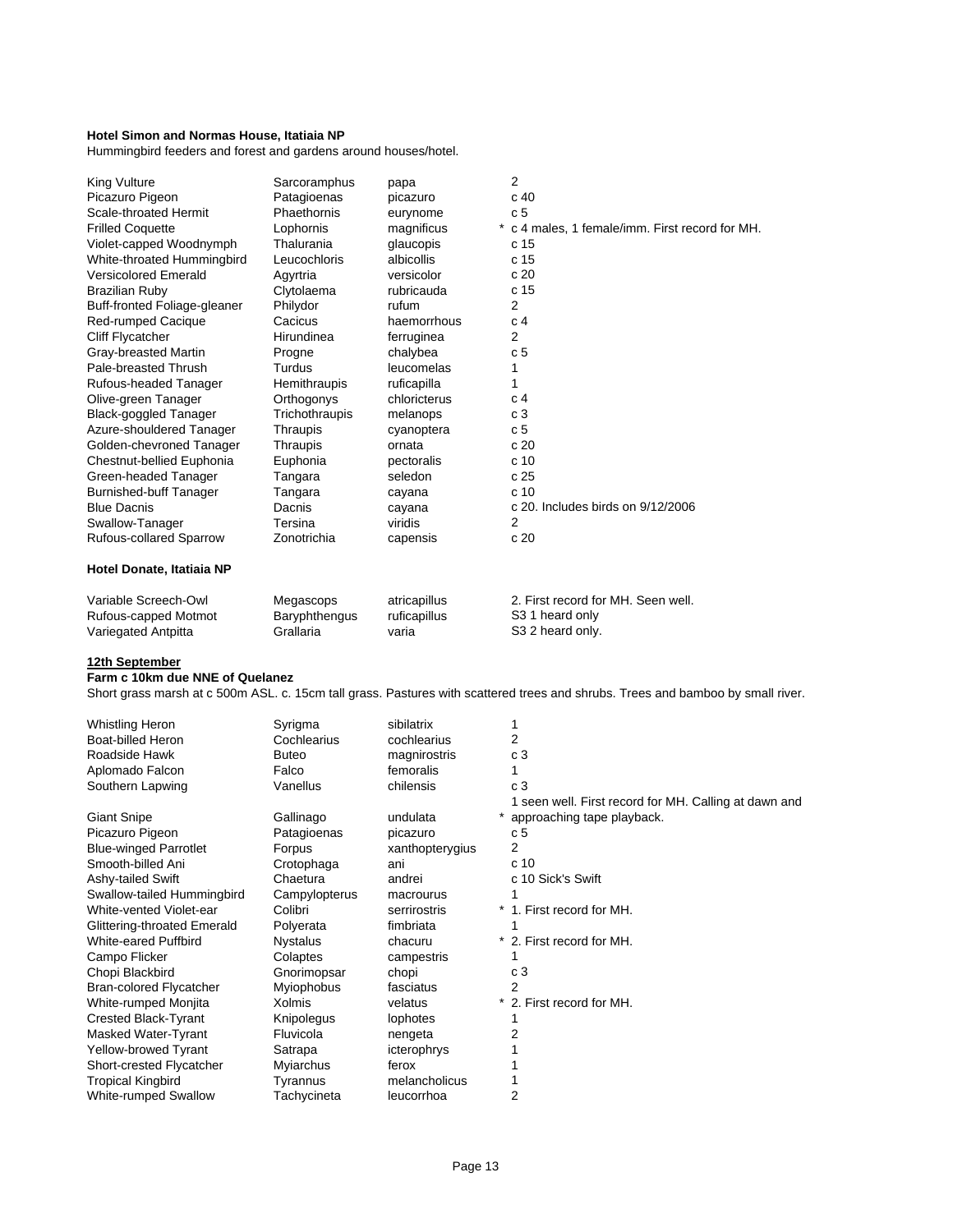**Hotel Simon and Normas House, Itatiaia NP**

Hummingbird feeders and forest and gardens around houses/hotel.

| | | | | |
|---|---|---|---|---|
| King Vulture | Sarcoramphus | papa | | 2 |
| Picazuro Pigeon | Patagioenas | picazuro | | c 40 |
| Scale-throated Hermit | Phaethornis | eurynome | | c 5 |
| Frilled Coquette | Lophornis | magnificus | * | c 4 males, 1 female/imm. First record for MH. |
| Violet-capped Woodnymph | Thalurania | glaucopis | | c 15 |
| White-throated Hummingbird | Leucochloris | albicollis | | c 15 |
| Versicolored Emerald | Agyrtria | versicolor | | c 20 |
| Brazilian Ruby | Clytolaema | rubricauda | | c 15 |
| Buff-fronted Foliage-gleaner | Philydor | rufum | | 2 |
| Red-rumped Cacique | Cacicus | haemorrhous | | c 4 |
| Cliff Flycatcher | Hirundinea | ferruginea | | 2 |
| Gray-breasted Martin | Progne | chalybea | | c 5 |
| Pale-breasted Thrush | Turdus | leucomelas | | 1 |
| Rufous-headed Tanager | Hemithraupis | ruficapilla | | 1 |
| Olive-green Tanager | Orthogonys | chloricterus | | c 4 |
| Black-goggled Tanager | Trichothraupis | melanops | | c 3 |
| Azure-shouldered Tanager | Thraupis | cyanoptera | | c 5 |
| Golden-chevroned Tanager | Thraupis | ornata | | c 20 |
| Chestnut-bellied Euphonia | Euphonia | pectoralis | | c 10 |
| Green-headed Tanager | Tangara | seledon | | c 25 |
| Burnished-buff Tanager | Tangara | cayana | | c 10 |
| Blue Dacnis | Dacnis | cayana | | c 20. Includes birds on 9/12/2006 |
| Swallow-Tanager | Tersina | viridis | | 2 |
| Rufous-collared Sparrow | Zonotrichia | capensis | | c 20 |

**Hotel Donate, Itatiaia NP**

| | | | | |
|---|---|---|---|---|
| Variable Screech-Owl | Megascops | atricapillus | | 2. First record for MH. Seen well. |
| Rufous-capped Motmot | Baryphthengus | ruficapillus | | S3 1 heard only |
| Variegated Antpitta | Grallaria | varia | | S3 2 heard only. |

**12th September**

**Farm c 10km due NNE of Quelanez**

Short grass marsh at c 500m ASL. c. 15cm tall grass. Pastures with scattered trees and shrubs. Trees and bamboo by small river.

| | | | | |
|---|---|---|---|---|
| Whistling Heron | Syrigma | sibilatrix | | 1 |
| Boat-billed Heron | Cochlearius | cochlearius | | 2 |
| Roadside Hawk | Buteo | magnirostris | | c 3 |
| Aplomado Falcon | Falco | femoralis | | 1 |
| Southern Lapwing | Vanellus | chilensis | | c 3 |
| Giant Snipe | Gallinago | undulata | * | 1 seen well. First record for MH. Calling at dawn and approaching tape playback. |
| Picazuro Pigeon | Patagioenas | picazuro | | c 5 |
| Blue-winged Parrotlet | Forpus | xanthopterygius | | 2 |
| Smooth-billed Ani | Crotophaga | ani | | c 10 |
| Ashy-tailed Swift | Chaetura | andrei | | c 10 Sick's Swift |
| Swallow-tailed Hummingbird | Campylopterus | macrourus | | 1 |
| White-vented Violet-ear | Colibri | serrirostris | * | 1. First record for MH. |
| Glittering-throated Emerald | Polyerata | fimbriata | | 1 |
| White-eared Puffbird | Nystalus | chacuru | * | 2. First record for MH. |
| Campo Flicker | Colaptes | campestris | | 1 |
| Chopi Blackbird | Gnorimopsar | chopi | | c 3 |
| Bran-colored Flycatcher | Myiophobus | fasciatus | | 2 |
| White-rumped Monjita | Xolmis | velatus | * | 2. First record for MH. |
| Crested Black-Tyrant | Knipolegus | lophotes | | 1 |
| Masked Water-Tyrant | Fluvicola | nengeta | | 2 |
| Yellow-browed Tyrant | Satrapa | icterophrys | | 1 |
| Short-crested Flycatcher | Myiarchus | ferox | | 1 |
| Tropical Kingbird | Tyrannus | melancholicus | | 1 |
| White-rumped Swallow | Tachycineta | leucorrhoa | | 2 |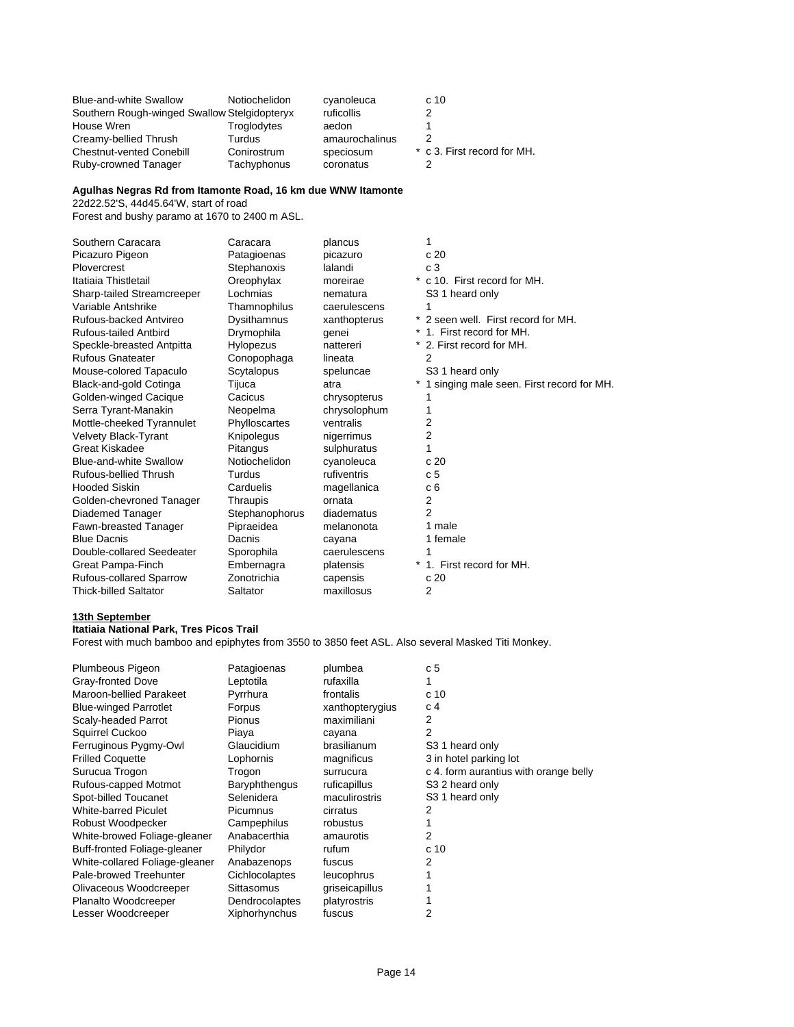| | | | |
|---|---|---|---|
| Blue-and-white Swallow | Notiochelidon | cyanoleuca | c 10 |
| Southern Rough-winged Swallow | Stelgidopteryx | ruficollis | 2 |
| House Wren | Troglodytes | aedon | 1 |
| Creamy-bellied Thrush | Turdus | amaurochalinus | 2 |
| Chestnut-vented Conebill | Conirostrum | speciosum | * c 3. First record for MH. |
| Ruby-crowned Tanager | Tachyphonus | coronatus | 2 |

**Agulhas Negras Rd from Itamonte Road, 16 km due WNW Itamonte**

22d22.52'S, 44d45.64'W, start of road

Forest and bushy paramo at 1670 to 2400 m ASL.

| | | | |
|---|---|---|---|
| Southern Caracara | Caracara | plancus | 1 |
| Picazuro Pigeon | Patagioenas | picazuro | c 20 |
| Plovercrest | Stephanoxis | lalandi | c 3 |
| Itatiaia Thistletail | Oreophylax | moreirae | * c 10. First record for MH. |
| Sharp-tailed Streamcreeper | Lochmias | nematura | S3 1 heard only |
| Variable Antshrike | Thamnophilus | caerulescens | 1 |
| Rufous-backed Antvireo | Dysithamnus | xanthopterus | * 2 seen well. First record for MH. |
| Rufous-tailed Antbird | Drymophila | genei | * 1. First record for MH. |
| Speckle-breasted Antpitta | Hylopezus | nattereri | * 2. First record for MH. |
| Rufous Gnateater | Conopophaga | lineata | 2 |
| Mouse-colored Tapaculo | Scytalopus | speluncae | S3 1 heard only |
| Black-and-gold Cotinga | Tijuca | atra | * 1 singing male seen. First record for MH. |
| Golden-winged Cacique | Cacicus | chrysopterus | 1 |
| Serra Tyrant-Manakin | Neopelma | chrysolophum | 1 |
| Mottle-cheeked Tyrannulet | Phylloscartes | ventralis | 2 |
| Velvety Black-Tyrant | Knipolegus | nigerrimus | 2 |
| Great Kiskadee | Pitangus | sulphuratus | 1 |
| Blue-and-white Swallow | Notiochelidon | cyanoleuca | c 20 |
| Rufous-bellied Thrush | Turdus | rufiventris | c 5 |
| Hooded Siskin | Carduelis | magellanica | c 6 |
| Golden-chevroned Tanager | Thraupis | ornata | 2 |
| Diademed Tanager | Stephanophorus | diadematus | 2 |
| Fawn-breasted Tanager | Pipraeidea | melanonota | 1 male |
| Blue Dacnis | Dacnis | cayana | 1 female |
| Double-collared Seedeater | Sporophila | caerulescens | 1 |
| Great Pampa-Finch | Embernagra | platensis | * 1. First record for MH. |
| Rufous-collared Sparrow | Zonotrichia | capensis | c 20 |
| Thick-billed Saltator | Saltator | maxillosus | 2 |

**13th September**

**Itatiaia National Park, Tres Picos Trail**

Forest with much bamboo and epiphytes from 3550 to 3850 feet ASL. Also several Masked Titi Monkey.

| | | | |
|---|---|---|---|
| Plumbeous Pigeon | Patagioenas | plumbea | c 5 |
| Gray-fronted Dove | Leptotila | rufaxilla | 1 |
| Maroon-bellied Parakeet | Pyrrhura | frontalis | c 10 |
| Blue-winged Parrotlet | Forpus | xanthopterygius | c 4 |
| Scaly-headed Parrot | Pionus | maximiliani | 2 |
| Squirrel Cuckoo | Piaya | cayana | 2 |
| Ferruginous Pygmy-Owl | Glaucidium | brasilianum | S3 1 heard only |
| Frilled Coquette | Lophornis | magnificus | 3 in hotel parking lot |
| Surucua Trogon | Trogon | surrucura | c 4. form aurantius with orange belly |
| Rufous-capped Motmot | Baryphthengus | ruficapillus | S3 2 heard only |
| Spot-billed Toucanet | Selenidera | maculirostris | S3 1 heard only |
| White-barred Piculet | Picumnus | cirratus | 2 |
| Robust Woodpecker | Campephilus | robustus | 1 |
| White-browed Foliage-gleaner | Anabacerthia | amaurotis | 2 |
| Buff-fronted Foliage-gleaner | Philydor | rufum | c 10 |
| White-collared Foliage-gleaner | Anabazenops | fuscus | 2 |
| Pale-browed Treehunter | Cichlocolaptes | leucophrus | 1 |
| Olivaceous Woodcreeper | Sittasomus | griseicapillus | 1 |
| Planalto Woodcreeper | Dendrocolaptes | platyrostris | 1 |
| Lesser Woodcreeper | Xiphorhynchus | fuscus | 2 |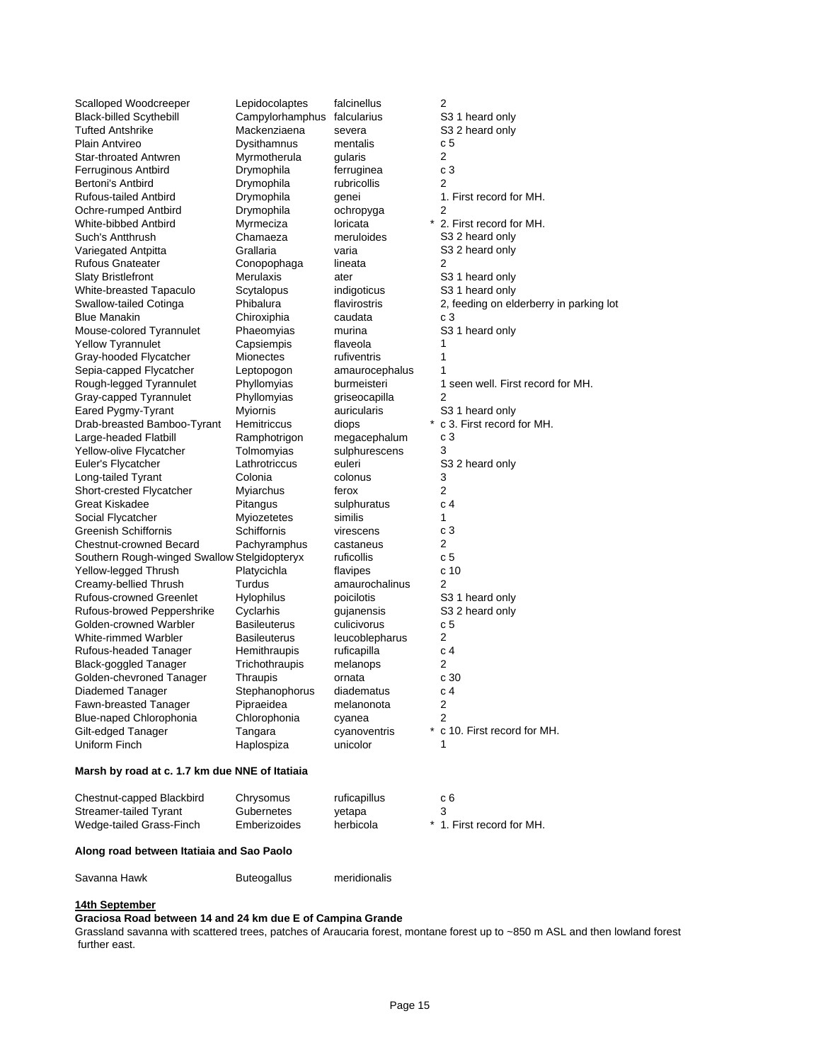| | | | | |
|---|---|---|---|---|
| Scalloped Woodcreeper | Lepidocolaptes | falcinellus | | 2 |
| Black-billed Scythebill | Campylorhamphus | falcularius | | S3 1 heard only |
| Tufted Antshrike | Mackenziaena | severa | | S3 2 heard only |
| Plain Antvireo | Dysithamnus | mentalis | | c 5 |
| Star-throated Antwren | Myrmotherula | gularis | | 2 |
| Ferruginous Antbird | Drymophila | ferruginea | | c 3 |
| Bertoni's Antbird | Drymophila | rubricollis | | 2 |
| Rufous-tailed Antbird | Drymophila | genei | | 1. First record for MH. |
| Ochre-rumped Antbird | Drymophila | ochropyga | | 2 |
| White-bibbed Antbird | Myrmeciza | loricata | * | 2. First record for MH. |
| Such's Antthrush | Chamaeza | meruloides | | S3 2 heard only |
| Variegated Antpitta | Grallaria | varia | | S3 2 heard only |
| Rufous Gnateater | Conopophaga | lineata | | 2 |
| Slaty Bristlefront | Merulaxis | ater | | S3 1 heard only |
| White-breasted Tapaculo | Scytalopus | indigoticus | | S3 1 heard only |
| Swallow-tailed Cotinga | Phibalura | flavirostris | | 2, feeding on elderberry in parking lot |
| Blue Manakin | Chiroxiphia | caudata | | c 3 |
| Mouse-colored Tyrannulet | Phaeomyias | murina | | S3 1 heard only |
| Yellow Tyrannulet | Capsiempis | flaveola | | 1 |
| Gray-hooded Flycatcher | Mionectes | rufiventris | | 1 |
| Sepia-capped Flycatcher | Leptopogon | amaurocephalus | | 1 |
| Rough-legged Tyrannulet | Phyllomyias | burmeisteri | | 1 seen well. First record for MH. |
| Gray-capped Tyrannulet | Phyllomyias | griseocapilla | | 2 |
| Eared Pygmy-Tyrant | Myiornis | auricularis | | S3 1 heard only |
| Drab-breasted Bamboo-Tyrant | Hemitriccus | diops | * | c 3. First record for MH. |
| Large-headed Flatbill | Ramphotrigon | megacephalum | | c 3 |
| Yellow-olive Flycatcher | Tolmomyias | sulphurescens | | 3 |
| Euler's Flycatcher | Lathrotriccus | euleri | | S3 2 heard only |
| Long-tailed Tyrant | Colonia | colonus | | 3 |
| Short-crested Flycatcher | Myiarchus | ferox | | 2 |
| Great Kiskadee | Pitangus | sulphuratus | | c 4 |
| Social Flycatcher | Myiozetetes | similis | | 1 |
| Greenish Schiffornis | Schiffornis | virescens | | c 3 |
| Chestnut-crowned Becard | Pachyramphus | castaneus | | 2 |
| Southern Rough-winged Swallow | Stelgidopteryx | ruficollis | | c 5 |
| Yellow-legged Thrush | Platycichla | flavipes | | c 10 |
| Creamy-bellied Thrush | Turdus | amaurochalinus | | 2 |
| Rufous-crowned Greenlet | Hylophilus | poicilotis | | S3 1 heard only |
| Rufous-browed Peppershrike | Cyclarhis | gujanensis | | S3 2 heard only |
| Golden-crowned Warbler | Basileuterus | culicivorus | | c 5 |
| White-rimmed Warbler | Basileuterus | leucoblepharus | | 2 |
| Rufous-headed Tanager | Hemithraupis | ruficapilla | | c 4 |
| Black-goggled Tanager | Trichothraupis | melanops | | 2 |
| Golden-chevroned Tanager | Thraupis | ornata | | c 30 |
| Diademed Tanager | Stephanophorus | diadematus | | c 4 |
| Fawn-breasted Tanager | Pipraeidea | melanonota | | 2 |
| Blue-naped Chlorophonia | Chlorophonia | cyanea | | 2 |
| Gilt-edged Tanager | Tangara | cyanoventris | * | c 10. First record for MH. |
| Uniform Finch | Haplospiza | unicolor | | 1 |

**Marsh by road at c. 1.7 km due NNE of Itatiaia**

| | | | | |
|---|---|---|---|---|
| Chestnut-capped Blackbird | Chrysomus | ruficapillus | | c 6 |
| Streamer-tailed Tyrant | Gubernetes | yetapa | | 3 |
| Wedge-tailed Grass-Finch | Emberizoides | herbicola | * | 1. First record for MH. |

**Along road between Itatiaia and Sao Paolo**

| | | |
|---|---|---|
| Savanna Hawk | Buteogallus | meridionalis |

**14th September**

**Graciosa Road between 14 and 24 km due E of Campina Grande**

Grassland savanna with scattered trees, patches of Araucaria forest, montane forest up to ~850 m ASL and then lowland forest further east.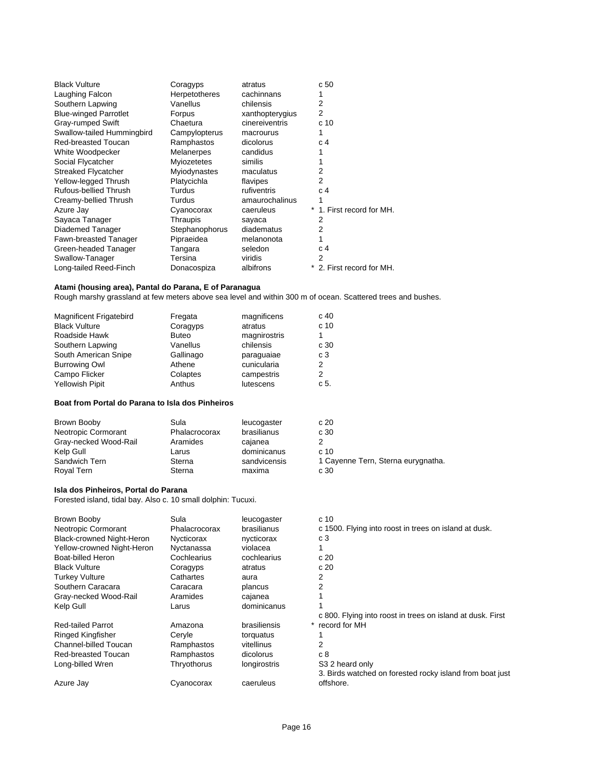| | | | |
|---|---|---|---|
| Black Vulture | Coragyps | atratus | c 50 |
| Laughing Falcon | Herpetotheres | cachinnans | 1 |
| Southern Lapwing | Vanellus | chilensis | 2 |
| Blue-winged Parrotlet | Forpus | xanthopterygius | 2 |
| Gray-rumped Swift | Chaetura | cinereiventris | c 10 |
| Swallow-tailed Hummingbird | Campylopterus | macrourus | 1 |
| Red-breasted Toucan | Ramphastos | dicolorus | c 4 |
| White Woodpecker | Melanerpes | candidus | 1 |
| Social Flycatcher | Myiozetetes | similis | 1 |
| Streaked Flycatcher | Myiodynastes | maculatus | 2 |
| Yellow-legged Thrush | Platycichla | flavipes | 2 |
| Rufous-bellied Thrush | Turdus | rufiventris | c 4 |
| Creamy-bellied Thrush | Turdus | amaurochalinus | 1 |
| Azure Jay | Cyanocorax | caeruleus | * 1. First record for MH. |
| Sayaca Tanager | Thraupis | sayaca | 2 |
| Diademed Tanager | Stephanophorus | diadematus | 2 |
| Fawn-breasted Tanager | Pipraeidea | melanonota | 1 |
| Green-headed Tanager | Tangara | seledon | c 4 |
| Swallow-Tanager | Tersina | viridis | 2 |
| Long-tailed Reed-Finch | Donacospiza | albifrons | * 2. First record for MH. |

**Atami (housing area), Pantal do Parana, E of Paranagua**

Rough marshy grassland at few meters above sea level and within 300 m of ocean. Scattered trees and bushes.

| | | | |
|---|---|---|---|
| Magnificent Frigatebird | Fregata | magnificens | c 40 |
| Black Vulture | Coragyps | atratus | c 10 |
| Roadside Hawk | Buteo | magnirostris | 1 |
| Southern Lapwing | Vanellus | chilensis | c 30 |
| South American Snipe | Gallinago | paraguaiae | c 3 |
| Burrowing Owl | Athene | cunicularia | 2 |
| Campo Flicker | Colaptes | campestris | 2 |
| Yellowish Pipit | Anthus | lutescens | c 5. |

**Boat from Portal do Parana to Isla dos Pinheiros**

| | | | |
|---|---|---|---|
| Brown Booby | Sula | leucogaster | c 20 |
| Neotropic Cormorant | Phalacrocorax | brasilianus | c 30 |
| Gray-necked Wood-Rail | Aramides | cajanea | 2 |
| Kelp Gull | Larus | dominicanus | c 10 |
| Sandwich Tern | Sterna | sandvicensis | 1 Cayenne Tern, Sterna eurygnatha. |
| Royal Tern | Sterna | maxima | c 30 |

**Isla dos Pinheiros, Portal do Parana**

Forested island, tidal bay. Also c. 10 small dolphin: Tucuxi.

| | | | |
|---|---|---|---|
| Brown Booby | Sula | leucogaster | c 10 |
| Neotropic Cormorant | Phalacrocorax | brasilianus | c 1500. Flying into roost in trees on island at dusk. |
| Black-crowned Night-Heron | Nycticorax | nycticorax | c 3 |
| Yellow-crowned Night-Heron | Nyctanassa | violacea | 1 |
| Boat-billed Heron | Cochlearius | cochlearius | c 20 |
| Black Vulture | Coragyps | atratus | c 20 |
| Turkey Vulture | Cathartes | aura | 2 |
| Southern Caracara | Caracara | plancus | 2 |
| Gray-necked Wood-Rail | Aramides | cajanea | 1 |
| Kelp Gull | Larus | dominicanus | 1 |
| Red-tailed Parrot | Amazona | brasiliensis | * c 800. Flying into roost in trees on island at dusk. First record for MH |
| Ringed Kingfisher | Ceryle | torquatus | 1 |
| Channel-billed Toucan | Ramphastos | vitellinus | 2 |
| Red-breasted Toucan | Ramphastos | dicolorus | c 8 |
| Long-billed Wren | Thryothorus | longirostris | S3 2 heard only |
| Azure Jay | Cyanocorax | caeruleus | 3. Birds watched on forested rocky island from boat just offshore. |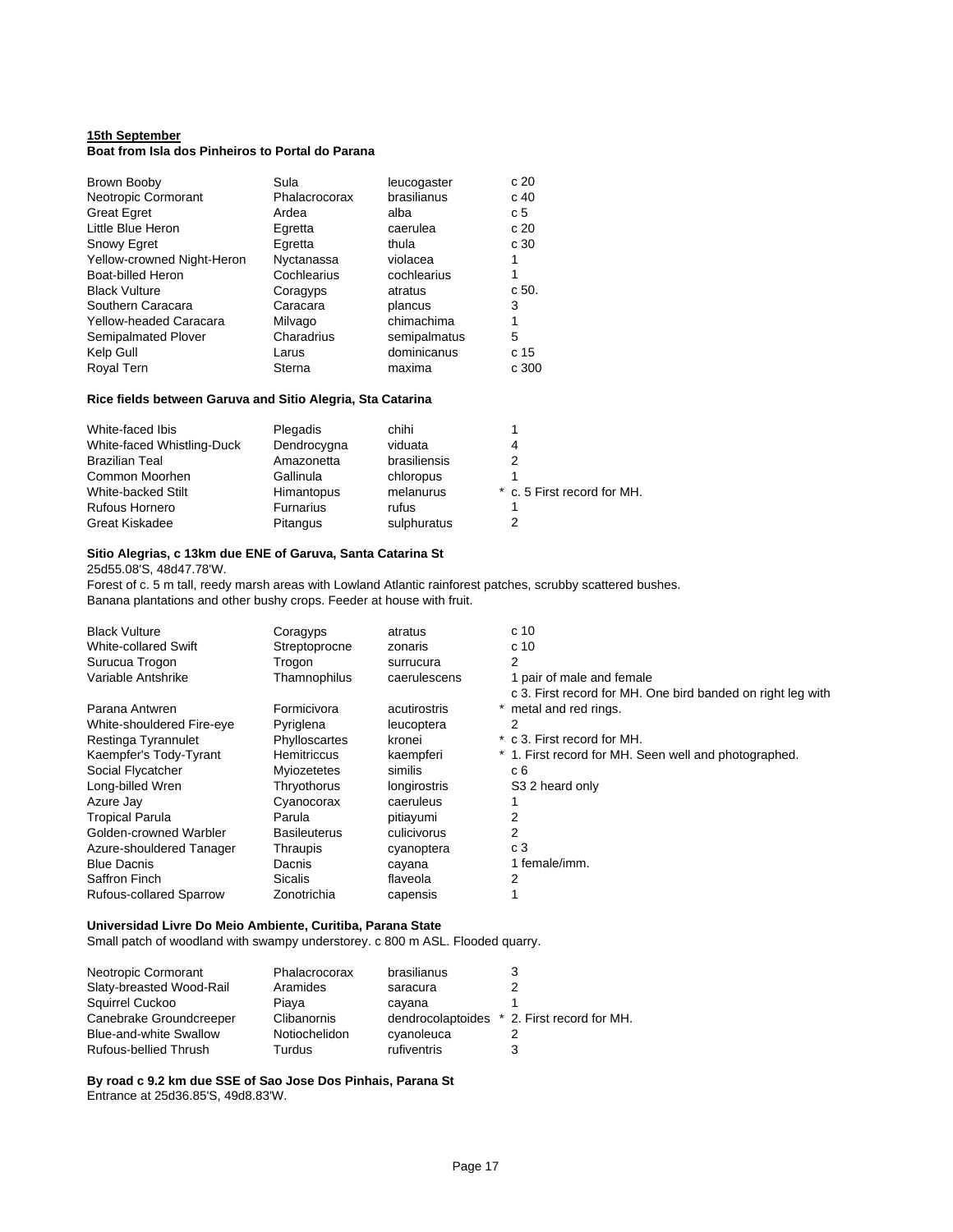**15th September**

**Boat from Isla dos Pinheiros to Portal do Parana**

| | | | | |
|---|---|---|---|---|
| Brown Booby | Sula | leucogaster | | c 20 |
| Neotropic Cormorant | Phalacrocorax | brasilianus | | c 40 |
| Great Egret | Ardea | alba | | c 5 |
| Little Blue Heron | Egretta | caerulea | | c 20 |
| Snowy Egret | Egretta | thula | | c 30 |
| Yellow-crowned Night-Heron | Nyctanassa | violacea | | 1 |
| Boat-billed Heron | Cochlearius | cochlearius | | 1 |
| Black Vulture | Coragyps | atratus | | c 50. |
| Southern Caracara | Caracara | plancus | | 3 |
| Yellow-headed Caracara | Milvago | chimachima | | 1 |
| Semipalmated Plover | Charadrius | semipalmatus | | 5 |
| Kelp Gull | Larus | dominicanus | | c 15 |
| Royal Tern | Sterna | maxima | | c 300 |

**Rice fields between Garuva and Sitio Alegria, Sta Catarina**

| | | | | |
|---|---|---|---|---|
| White-faced Ibis | Plegadis | chihi | | 1 |
| White-faced Whistling-Duck | Dendrocygna | viduata | | 4 |
| Brazilian Teal | Amazonetta | brasiliensis | | 2 |
| Common Moorhen | Gallinula | chloropus | | 1 |
| White-backed Stilt | Himantopus | melanurus | * | c. 5 First record for MH. |
| Rufous Hornero | Furnarius | rufus | | 1 |
| Great Kiskadee | Pitangus | sulphuratus | | 2 |

**Sitio Alegrias, c 13km due ENE of Garuva, Santa Catarina St**

25d55.08'S, 48d47.78'W.

Forest of c. 5 m tall, reedy marsh areas with Lowland Atlantic rainforest patches, scrubby scattered bushes.
Banana plantations and other bushy crops. Feeder at house with fruit.

| | | | | |
|---|---|---|---|---|
| Black Vulture | Coragyps | atratus | | c 10 |
| White-collared Swift | Streptoprocne | zonaris | | c 10 |
| Surucua Trogon | Trogon | surrucura | | 2 |
| Variable Antshrike | Thamnophilus | caerulescens | | 1 pair of male and female |
| Parana Antwren | Formicivora | acutirostris | * | c 3. First record for MH. One bird banded on right leg with metal and red rings. |
| White-shouldered Fire-eye | Pyriglena | leucoptera | | 2 |
| Restinga Tyrannulet | Phylloscartes | kronei | * | c 3. First record for MH. |
| Kaempfer's Tody-Tyrant | Hemitriccus | kaempferi | * | 1. First record for MH. Seen well and photographed. |
| Social Flycatcher | Myiozetetes | similis | | c 6 |
| Long-billed Wren | Thryothorus | longirostris | | S3 2 heard only |
| Azure Jay | Cyanocorax | caeruleus | | 1 |
| Tropical Parula | Parula | pitiayumi | | 2 |
| Golden-crowned Warbler | Basileuterus | culicivorus | | 2 |
| Azure-shouldered Tanager | Thraupis | cyanoptera | | c 3 |
| Blue Dacnis | Dacnis | cayana | | 1 female/imm. |
| Saffron Finch | Sicalis | flaveola | | 2 |
| Rufous-collared Sparrow | Zonotrichia | capensis | | 1 |

**Universidad Livre Do Meio Ambiente, Curitiba, Parana State**

Small patch of woodland with swampy understorey. c 800 m ASL. Flooded quarry.

| | | | | |
|---|---|---|---|---|
| Neotropic Cormorant | Phalacrocorax | brasilianus | | 3 |
| Slaty-breasted Wood-Rail | Aramides | saracura | | 2 |
| Squirrel Cuckoo | Piaya | cayana | | 1 |
| Canebrake Groundcreeper | Clibanornis | dendrocolaptoides | * | 2. First record for MH. |
| Blue-and-white Swallow | Notiochelidon | cyanoleuca | | 2 |
| Rufous-bellied Thrush | Turdus | rufiventris | | 3 |

**By road c 9.2 km due SSE of Sao Jose Dos Pinhais, Parana St**

Entrance at 25d36.85'S, 49d8.83'W.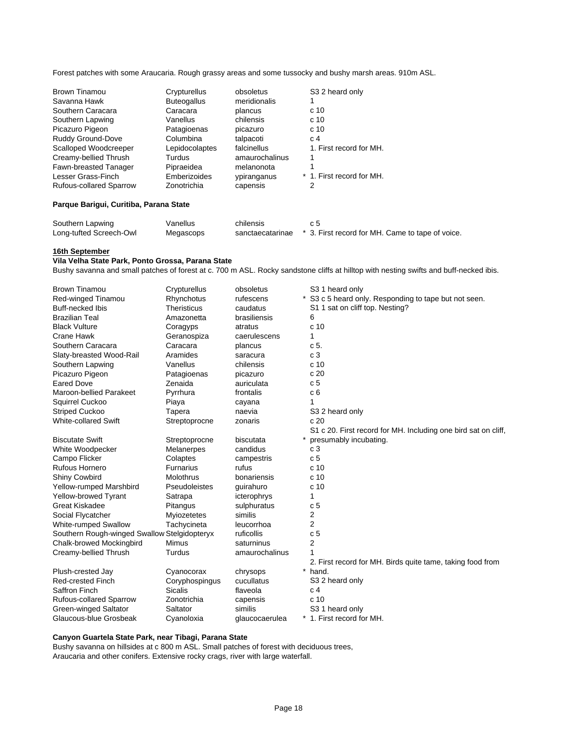Forest patches with some Araucaria. Rough grassy areas and some tussocky and bushy marsh areas. 910m ASL.

| | | | | |
|---|---|---|---|---|
| Brown Tinamou | Crypturellus | obsoletus | | S3 2 heard only |
| Savanna Hawk | Buteogallus | meridionalis | | 1 |
| Southern Caracara | Caracara | plancus | | c 10 |
| Southern Lapwing | Vanellus | chilensis | | c 10 |
| Picazuro Pigeon | Patagioenas | picazuro | | c 10 |
| Ruddy Ground-Dove | Columbina | talpacoti | | c 4 |
| Scalloped Woodcreeper | Lepidocolaptes | falcinellus | | 1. First record for MH. |
| Creamy-bellied Thrush | Turdus | amaurochalinus | | 1 |
| Fawn-breasted Tanager | Pipraeidea | melanonota | | 1 |
| Lesser Grass-Finch | Emberizoides | ypiranganus | * | 1. First record for MH. |
| Rufous-collared Sparrow | Zonotrichia | capensis | | 2 |

**Parque Barigui, Curitiba, Parana State**

| | | | | |
|---|---|---|---|---|
| Southern Lapwing | Vanellus | chilensis | | c 5 |
| Long-tufted Screech-Owl | Megascops | sanctaecatarinae | * | 3. First record for MH. Came to tape of voice. |

**<u>16th September</u>**

**Vila Velha State Park, Ponto Grossa, Parana State**

Bushy savanna and small patches of forest at c. 700 m ASL. Rocky sandstone cliffs at hilltop with nesting swifts and buff-necked ibis.

| | | | | |
|---|---|---|---|---|
| Brown Tinamou | Crypturellus | obsoletus | | S3 1 heard only |
| Red-winged Tinamou | Rhynchotus | rufescens | * | S3 c 5 heard only. Responding to tape but not seen. |
| Buff-necked Ibis | Theristicus | caudatus | | S1 1 sat on cliff top. Nesting? |
| Brazilian Teal | Amazonetta | brasiliensis | | 6 |
| Black Vulture | Coragyps | atratus | | c 10 |
| Crane Hawk | Geranospiza | caerulescens | | 1 |
| Southern Caracara | Caracara | plancus | | c 5. |
| Slaty-breasted Wood-Rail | Aramides | saracura | | c 3 |
| Southern Lapwing | Vanellus | chilensis | | c 10 |
| Picazuro Pigeon | Patagioenas | picazuro | | c 20 |
| Eared Dove | Zenaida | auriculata | | c 5 |
| Maroon-bellied Parakeet | Pyrrhura | frontalis | | c 6 |
| Squirrel Cuckoo | Piaya | cayana | | 1 |
| Striped Cuckoo | Tapera | naevia | | S3 2 heard only |
| White-collared Swift | Streptoprocne | zonaris | | c 20 |
| Biscutate Swift | Streptoprocne | biscutata | * | S1 c 20. First record for MH. Including one bird sat on cliff, presumably incubating. |
| White Woodpecker | Melanerpes | candidus | | c 3 |
| Campo Flicker | Colaptes | campestris | | c 5 |
| Rufous Hornero | Furnarius | rufus | | c 10 |
| Shiny Cowbird | Molothrus | bonariensis | | c 10 |
| Yellow-rumped Marshbird | Pseudoleistes | guirahuro | | c 10 |
| Yellow-browed Tyrant | Satrapa | icterophrys | | 1 |
| Great Kiskadee | Pitangus | sulphuratus | | c 5 |
| Social Flycatcher | Myiozetetes | similis | | 2 |
| White-rumped Swallow | Tachycineta | leucorrhoa | | 2 |
| Southern Rough-winged Swallow | Stelgidopteryx | ruficollis | | c 5 |
| Chalk-browed Mockingbird | Mimus | saturninus | | 2 |
| Creamy-bellied Thrush | Turdus | amaurochalinus | | 1 |
| Plush-crested Jay | Cyanocorax | chrysops | * | 2. First record for MH. Birds quite tame, taking food from hand. |
| Red-crested Finch | Coryphospingus | cucullatus | | S3 2 heard only |
| Saffron Finch | Sicalis | flaveola | | c 4 |
| Rufous-collared Sparrow | Zonotrichia | capensis | | c 10 |
| Green-winged Saltator | Saltator | similis | | S3 1 heard only |
| Glaucous-blue Grosbeak | Cyanoloxia | glaucocaerulea | * | 1. First record for MH. |

**Canyon Guartela State Park, near Tibagi, Parana State**

Bushy savanna on hillsides at c 800 m ASL. Small patches of forest with deciduous trees, Araucaria and other conifers. Extensive rocky crags, river with large waterfall.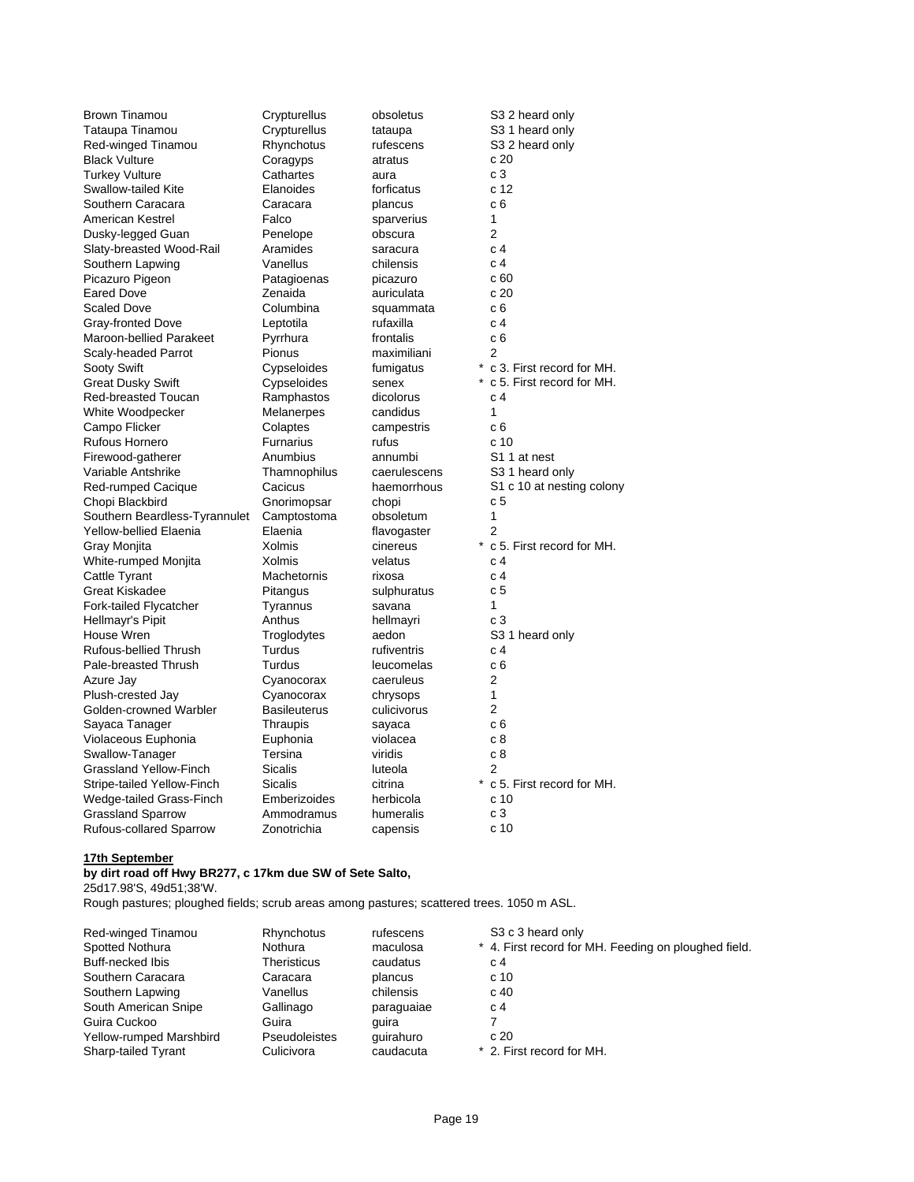| | | | |
|---|---|---|---|
| Brown Tinamou | Crypturellus | obsoletus | S3 2 heard only |
| Tataupa Tinamou | Crypturellus | tataupa | S3 1 heard only |
| Red-winged Tinamou | Rhynchotus | rufescens | S3 2 heard only |
| Black Vulture | Coragyps | atratus | c 20 |
| Turkey Vulture | Cathartes | aura | c 3 |
| Swallow-tailed Kite | Elanoides | forficatus | c 12 |
| Southern Caracara | Caracara | plancus | c 6 |
| American Kestrel | Falco | sparverius | 1 |
| Dusky-legged Guan | Penelope | obscura | 2 |
| Slaty-breasted Wood-Rail | Aramides | saracura | c 4 |
| Southern Lapwing | Vanellus | chilensis | c 4 |
| Picazuro Pigeon | Patagioenas | picazuro | c 60 |
| Eared Dove | Zenaida | auriculata | c 20 |
| Scaled Dove | Columbina | squammata | c 6 |
| Gray-fronted Dove | Leptotila | rufaxilla | c 4 |
| Maroon-bellied Parakeet | Pyrrhura | frontalis | c 6 |
| Scaly-headed Parrot | Pionus | maximiliani | 2 |
| Sooty Swift | Cypseloides | fumigatus | * c 3. First record for MH. |
| Great Dusky Swift | Cypseloides | senex | * c 5. First record for MH. |
| Red-breasted Toucan | Ramphastos | dicolorus | c 4 |
| White Woodpecker | Melanerpes | candidus | 1 |
| Campo Flicker | Colaptes | campestris | c 6 |
| Rufous Hornero | Furnarius | rufus | c 10 |
| Firewood-gatherer | Anumbius | annumbi | S1 1 at nest |
| Variable Antshrike | Thamnophilus | caerulescens | S3 1 heard only |
| Red-rumped Cacique | Cacicus | haemorrhous | S1 c 10 at nesting colony |
| Chopi Blackbird | Gnorimopsar | chopi | c 5 |
| Southern Beardless-Tyrannulet | Camptostoma | obsoletum | 1 |
| Yellow-bellied Elaenia | Elaenia | flavogaster | 2 |
| Gray Monjita | Xolmis | cinereus | * c 5. First record for MH. |
| White-rumped Monjita | Xolmis | velatus | c 4 |
| Cattle Tyrant | Machetornis | rixosa | c 4 |
| Great Kiskadee | Pitangus | sulphuratus | c 5 |
| Fork-tailed Flycatcher | Tyrannus | savana | 1 |
| Hellmayr's Pipit | Anthus | hellmayri | c 3 |
| House Wren | Troglodytes | aedon | S3 1 heard only |
| Rufous-bellied Thrush | Turdus | rufiventris | c 4 |
| Pale-breasted Thrush | Turdus | leucomelas | c 6 |
| Azure Jay | Cyanocorax | caeruleus | 2 |
| Plush-crested Jay | Cyanocorax | chrysops | 1 |
| Golden-crowned Warbler | Basileuterus | culicivorus | 2 |
| Sayaca Tanager | Thraupis | sayaca | c 6 |
| Violaceous Euphonia | Euphonia | violacea | c 8 |
| Swallow-Tanager | Tersina | viridis | c 8 |
| Grassland Yellow-Finch | Sicalis | luteola | 2 |
| Stripe-tailed Yellow-Finch | Sicalis | citrina | * c 5. First record for MH. |
| Wedge-tailed Grass-Finch | Emberizoides | herbicola | c 10 |
| Grassland Sparrow | Ammodramus | humeralis | c 3 |
| Rufous-collared Sparrow | Zonotrichia | capensis | c 10 |

**17th September**

**by dirt road off Hwy BR277, c 17km due SW of Sete Salto,**
25d17.98'S, 49d51;38'W.
Rough pastures; ploughed fields; scrub areas among pastures; scattered trees. 1050 m ASL.

| | | | |
|---|---|---|---|
| Red-winged Tinamou | Rhynchotus | rufescens | S3 c 3 heard only |
| Spotted Nothura | Nothura | maculosa | * 4. First record for MH. Feeding on ploughed field. |
| Buff-necked Ibis | Theristicus | caudatus | c 4 |
| Southern Caracara | Caracara | plancus | c 10 |
| Southern Lapwing | Vanellus | chilensis | c 40 |
| South American Snipe | Gallinago | paraguaiae | c 4 |
| Guira Cuckoo | Guira | guira | 7 |
| Yellow-rumped Marshbird | Pseudoleistes | guirahuro | c 20 |
| Sharp-tailed Tyrant | Culicivora | caudacuta | * 2. First record for MH. |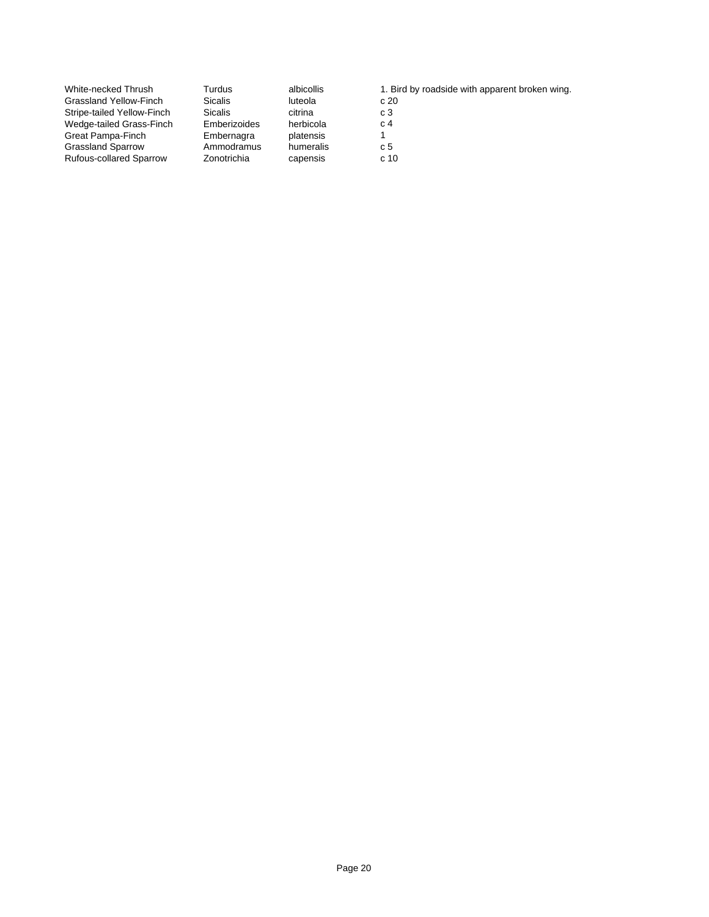| | | | |
|---|---|---|---|
| White-necked Thrush | Turdus | albicollis | 1. Bird by roadside with apparent broken wing. |
| Grassland Yellow-Finch | Sicalis | luteola | c 20 |
| Stripe-tailed Yellow-Finch | Sicalis | citrina | c 3 |
| Wedge-tailed Grass-Finch | Emberizoides | herbicola | c 4 |
| Great Pampa-Finch | Embernagra | platensis | 1 |
| Grassland Sparrow | Ammodramus | humeralis | c 5 |
| Rufous-collared Sparrow | Zonotrichia | capensis | c 10 |